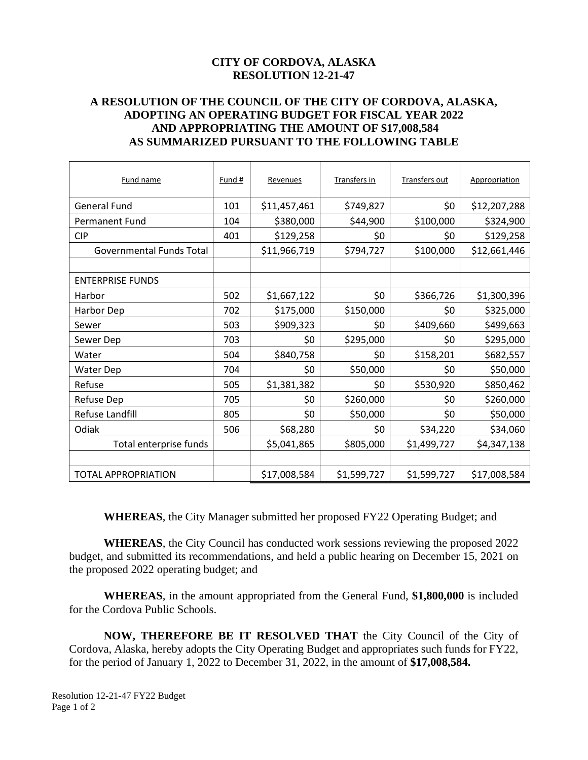# CITY OF CORDOVA, ALASKA
# RESOLUTION 12-21-47

## A RESOLUTION OF THE COUNCIL OF THE CITY OF CORDOVA, ALASKA, ADOPTING AN OPERATING BUDGET FOR FISCAL YEAR 2022 AND APPROPRIATING THE AMOUNT OF $17,008,584 AS SUMMARIZED PURSUANT TO THE FOLLOWING TABLE

| Fund name | Fund # | Revenues | Transfers in | Transfers out | Appropriation |
|---|---|---|---|---|---|
| General Fund | 101 | $11,457,461 | $749,827 | $0 | $12,207,288 |
| Permanent Fund | 104 | $380,000 | $44,900 | $100,000 | $324,900 |
| CIP | 401 | $129,258 | $0 | $0 | $129,258 |
| Governmental Funds Total | | $11,966,719 | $794,727 | $100,000 | $12,661,446 |
| | | | | | |
| ENTERPRISE FUNDS | | | | | |
| Harbor | 502 | $1,667,122 | $0 | $366,726 | $1,300,396 |
| Harbor Dep | 702 | $175,000 | $150,000 | $0 | $325,000 |
| Sewer | 503 | $909,323 | $0 | $409,660 | $499,663 |
| Sewer Dep | 703 | $0 | $295,000 | $0 | $295,000 |
| Water | 504 | $840,758 | $0 | $158,201 | $682,557 |
| Water Dep | 704 | $0 | $50,000 | $0 | $50,000 |
| Refuse | 505 | $1,381,382 | $0 | $530,920 | $850,462 |
| Refuse Dep | 705 | $0 | $260,000 | $0 | $260,000 |
| Refuse Landfill | 805 | $0 | $50,000 | $0 | $50,000 |
| Odiak | 506 | $68,280 | $0 | $34,220 | $34,060 |
| Total enterprise funds | | $5,041,865 | $805,000 | $1,499,727 | $4,347,138 |
| | | | | | |
| TOTAL APPROPRIATION | | $17,008,584 | $1,599,727 | $1,599,727 | $17,008,584 |

**WHEREAS**, the City Manager submitted her proposed FY22 Operating Budget; and

**WHEREAS**, the City Council has conducted work sessions reviewing the proposed 2022 budget, and submitted its recommendations, and held a public hearing on December 15, 2021 on the proposed 2022 operating budget; and

**WHEREAS**, in the amount appropriated from the General Fund, **$1,800,000** is included for the Cordova Public Schools.

**NOW, THEREFORE BE IT RESOLVED THAT** the City Council of the City of Cordova, Alaska, hereby adopts the City Operating Budget and appropriates such funds for FY22, for the period of January 1, 2022 to December 31, 2022, in the amount of **$17,008,584.**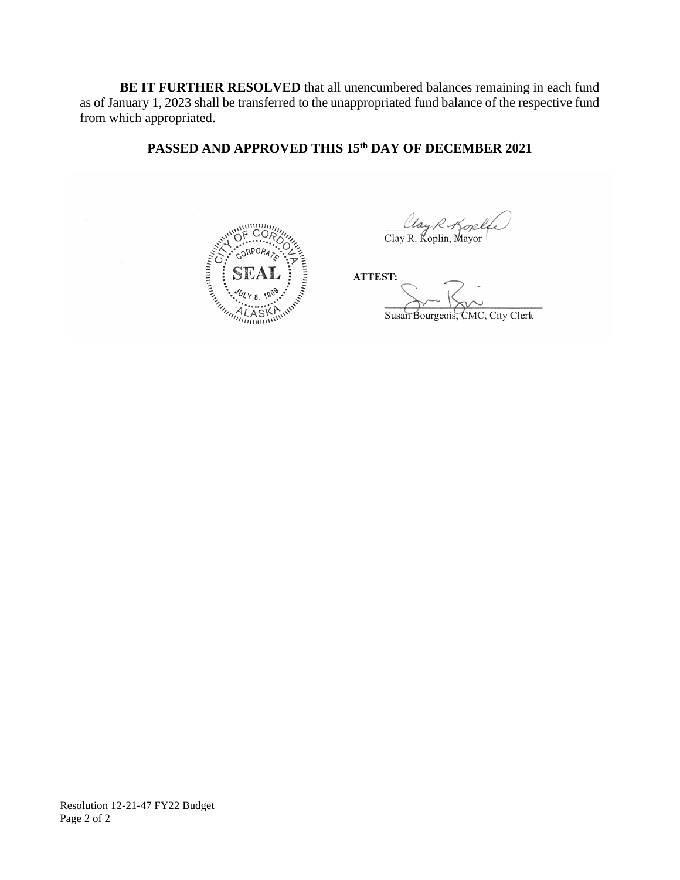**BE IT FURTHER RESOLVED** that all unencumbered balances remaining in each fund as of January 1, 2023 shall be transferred to the unappropriated fund balance of the respective fund from which appropriated.

**PASSED AND APPROVED THIS 15th DAY OF DECEMBER 2021**

Clay R. Koplin, Mayor

**ATTEST:**

Susan Bourgeois, CMC, City Clerk

Resolution 12-21-47 FY22 Budget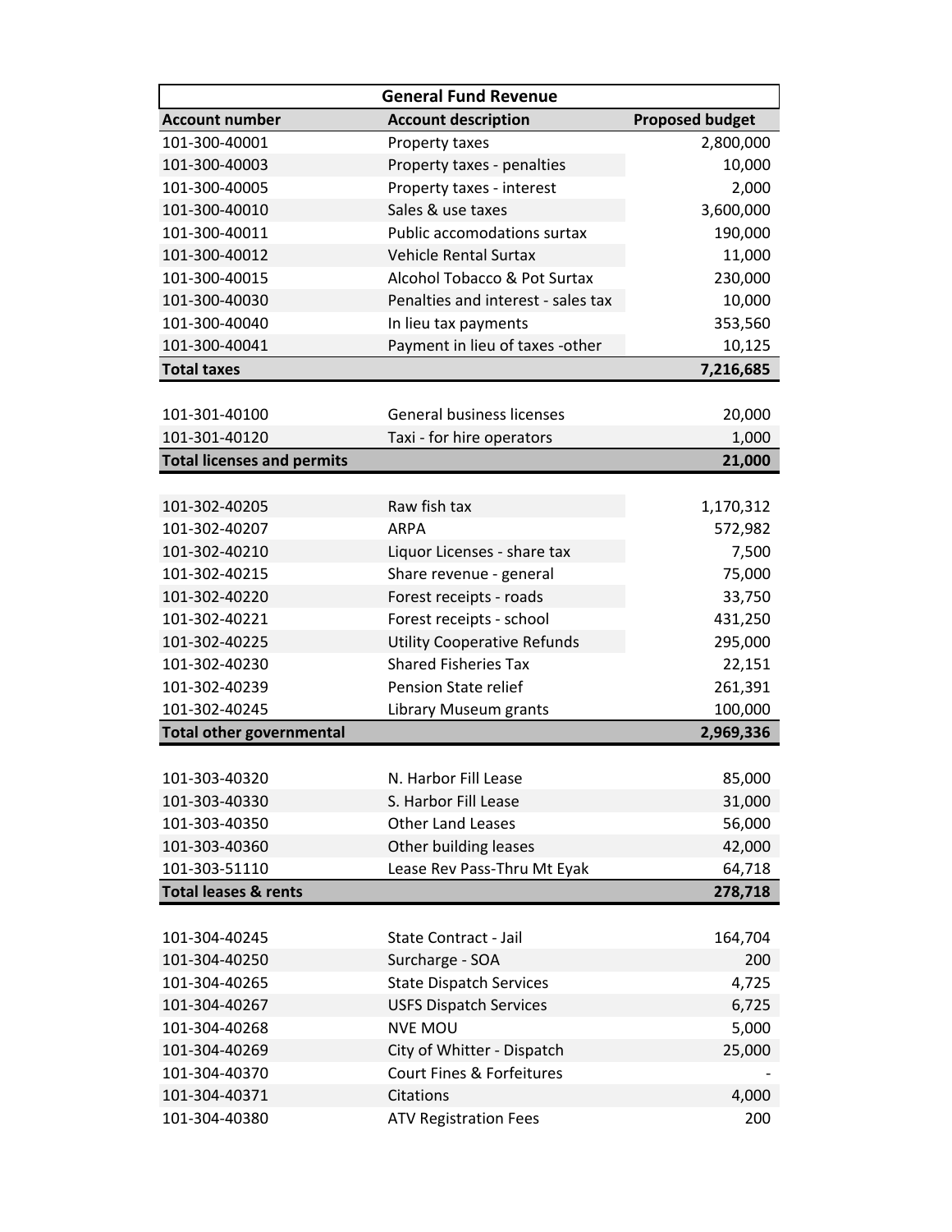| General Fund Revenue | | |
|---|---|---|
| **Account number** | **Account description** | **Proposed budget** |
| 101-300-40001 | Property taxes | 2,800,000 |
| 101-300-40003 | Property taxes - penalties | 10,000 |
| 101-300-40005 | Property taxes - interest | 2,000 |
| 101-300-40010 | Sales & use taxes | 3,600,000 |
| 101-300-40011 | Public accomodations surtax | 190,000 |
| 101-300-40012 | Vehicle Rental Surtax | 11,000 |
| 101-300-40015 | Alcohol Tobacco & Pot Surtax | 230,000 |
| 101-300-40030 | Penalties and interest - sales tax | 10,000 |
| 101-300-40040 | In lieu tax payments | 353,560 |
| 101-300-40041 | Payment in lieu of taxes -other | 10,125 |
| **Total taxes** | | **7,216,685** |
| | | |
| 101-301-40100 | General business licenses | 20,000 |
| 101-301-40120 | Taxi - for hire operators | 1,000 |
| **Total licenses and permits** | | **21,000** |
| | | |
| 101-302-40205 | Raw fish tax | 1,170,312 |
| 101-302-40207 | ARPA | 572,982 |
| 101-302-40210 | Liquor Licenses - share tax | 7,500 |
| 101-302-40215 | Share revenue - general | 75,000 |
| 101-302-40220 | Forest receipts - roads | 33,750 |
| 101-302-40221 | Forest receipts - school | 431,250 |
| 101-302-40225 | Utility Cooperative Refunds | 295,000 |
| 101-302-40230 | Shared Fisheries Tax | 22,151 |
| 101-302-40239 | Pension State relief | 261,391 |
| 101-302-40245 | Library Museum grants | 100,000 |
| **Total other governmental** | | **2,969,336** |
| | | |
| 101-303-40320 | N. Harbor Fill Lease | 85,000 |
| 101-303-40330 | S. Harbor Fill Lease | 31,000 |
| 101-303-40350 | Other Land Leases | 56,000 |
| 101-303-40360 | Other building leases | 42,000 |
| 101-303-51110 | Lease Rev Pass-Thru Mt Eyak | 64,718 |
| **Total leases & rents** | | **278,718** |
| | | |
| 101-304-40245 | State Contract - Jail | 164,704 |
| 101-304-40250 | Surcharge - SOA | 200 |
| 101-304-40265 | State Dispatch Services | 4,725 |
| 101-304-40267 | USFS Dispatch Services | 6,725 |
| 101-304-40268 | NVE MOU | 5,000 |
| 101-304-40269 | City of Whitter - Dispatch | 25,000 |
| 101-304-40370 | Court Fines & Forfeitures | - |
| 101-304-40371 | Citations | 4,000 |
| 101-304-40380 | ATV Registration Fees | 200 |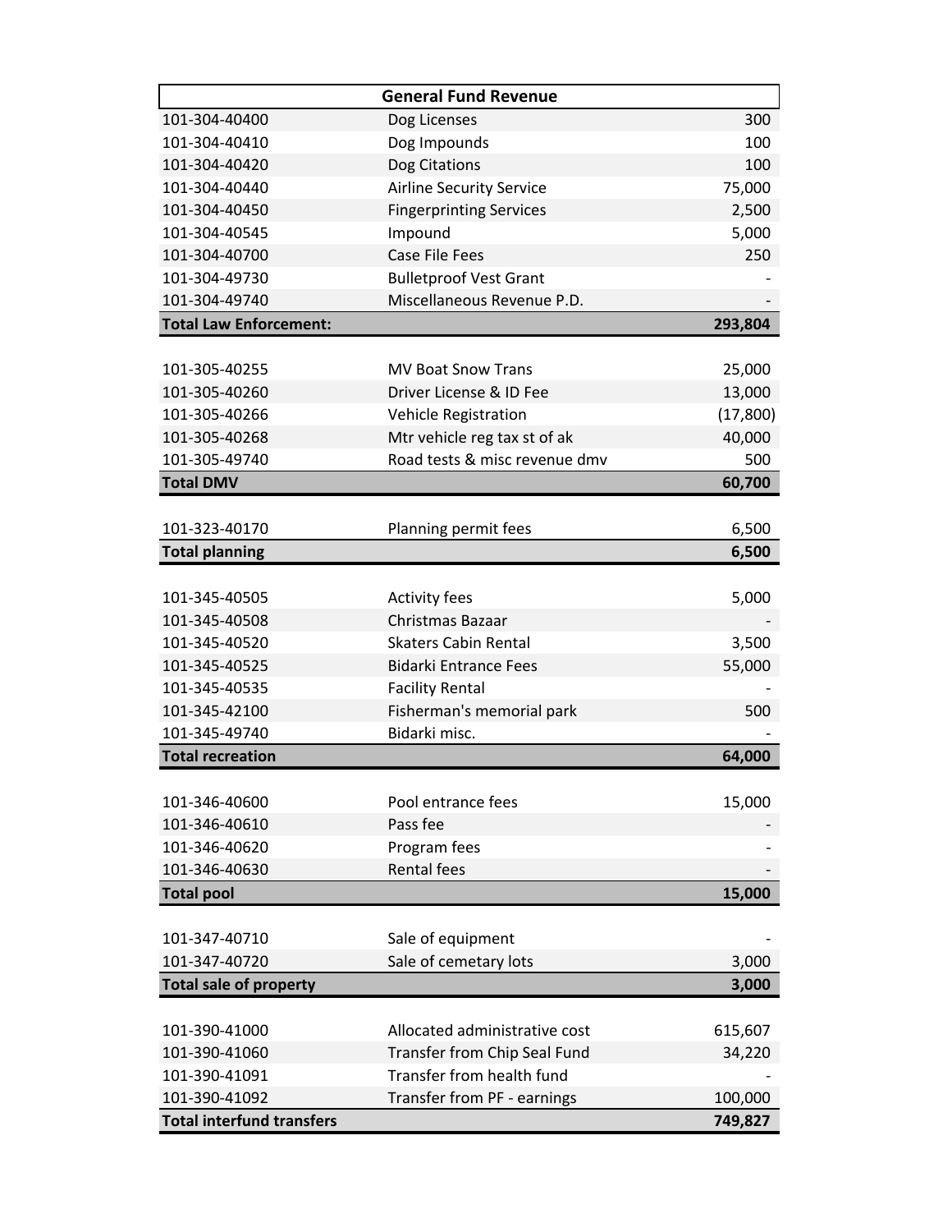| General Fund Revenue | | |
|---|---|---|
| 101-304-40400 | Dog Licenses | 300 |
| 101-304-40410 | Dog Impounds | 100 |
| 101-304-40420 | Dog Citations | 100 |
| 101-304-40440 | Airline Security Service | 75,000 |
| 101-304-40450 | Fingerprinting Services | 2,500 |
| 101-304-40545 | Impound | 5,000 |
| 101-304-40700 | Case File Fees | 250 |
| 101-304-49730 | Bulletproof Vest Grant | - |
| 101-304-49740 | Miscellaneous Revenue P.D. | - |
| **Total Law Enforcement:** | | **293,804** |
| | | |
| 101-305-40255 | MV Boat Snow Trans | 25,000 |
| 101-305-40260 | Driver License & ID Fee | 13,000 |
| 101-305-40266 | Vehicle Registration | (17,800) |
| 101-305-40268 | Mtr vehicle reg tax st of ak | 40,000 |
| 101-305-49740 | Road tests & misc revenue dmv | 500 |
| **Total DMV** | | **60,700** |
| | | |
| 101-323-40170 | Planning permit fees | 6,500 |
| **Total planning** | | **6,500** |
| | | |
| 101-345-40505 | Activity fees | 5,000 |
| 101-345-40508 | Christmas Bazaar | - |
| 101-345-40520 | Skaters Cabin Rental | 3,500 |
| 101-345-40525 | Bidarki Entrance Fees | 55,000 |
| 101-345-40535 | Facility Rental | - |
| 101-345-42100 | Fisherman's memorial park | 500 |
| 101-345-49740 | Bidarki misc. | - |
| **Total recreation** | | **64,000** |
| | | |
| 101-346-40600 | Pool entrance fees | 15,000 |
| 101-346-40610 | Pass fee | - |
| 101-346-40620 | Program fees | - |
| 101-346-40630 | Rental fees | - |
| **Total pool** | | **15,000** |
| | | |
| 101-347-40710 | Sale of equipment | - |
| 101-347-40720 | Sale of cemetary lots | 3,000 |
| **Total sale of property** | | **3,000** |
| | | |
| 101-390-41000 | Allocated administrative cost | 615,607 |
| 101-390-41060 | Transfer from Chip Seal Fund | 34,220 |
| 101-390-41091 | Transfer from health fund | - |
| 101-390-41092 | Transfer from PF - earnings | 100,000 |
| **Total interfund transfers** | | **749,827** |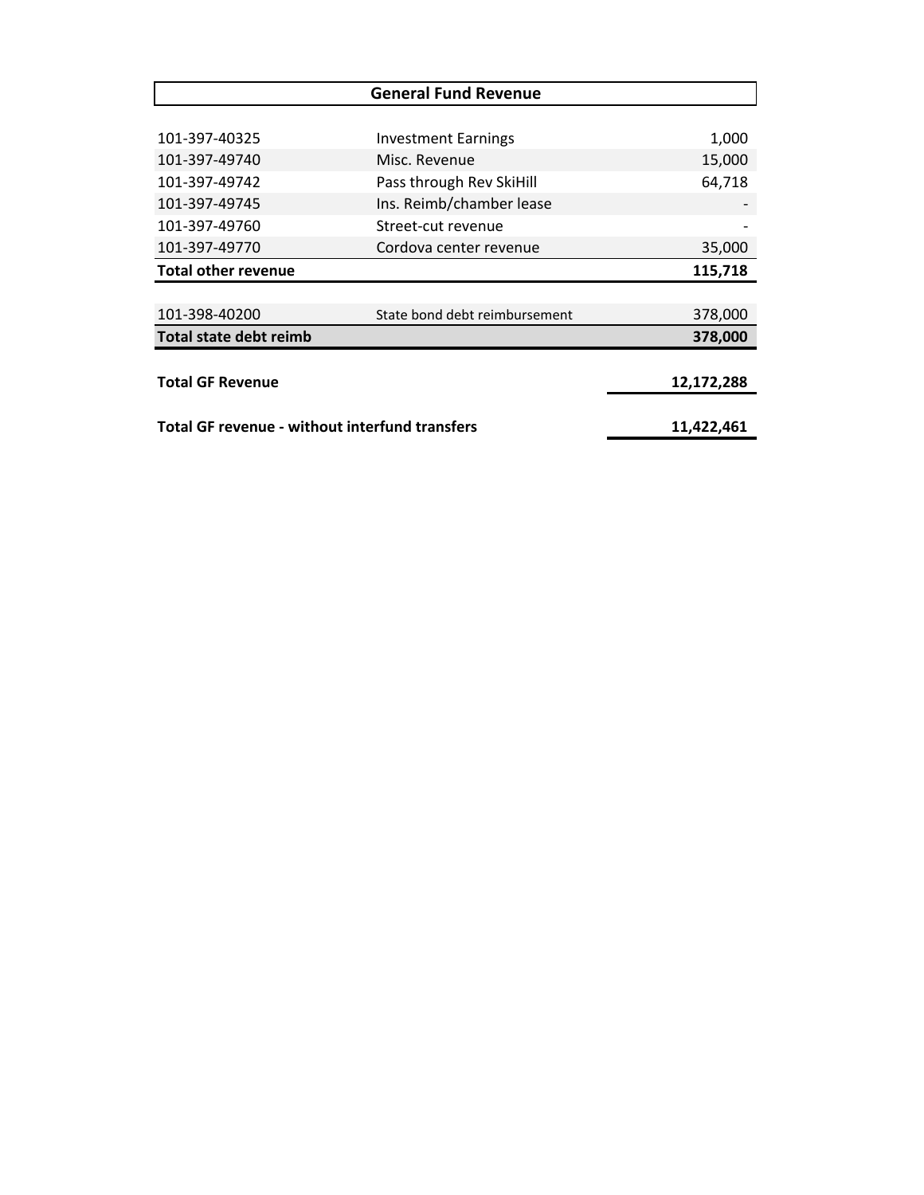| General Fund Revenue | | |
|---|---|---|
| 101-397-40325 | Investment Earnings | 1,000 |
| 101-397-49740 | Misc. Revenue | 15,000 |
| 101-397-49742 | Pass through Rev SkiHill | 64,718 |
| 101-397-49745 | Ins. Reimb/chamber lease | - |
| 101-397-49760 | Street-cut revenue | - |
| 101-397-49770 | Cordova center revenue | 35,000 |
| **Total other revenue** | | **115,718** |
| | | |
| 101-398-40200 | State bond debt reimbursement | 378,000 |
| **Total state debt reimb** | | **378,000** |
| | | |
| **Total GF Revenue** | | **12,172,288** |
| | | |
| **Total GF revenue - without interfund transfers** | | **11,422,461** |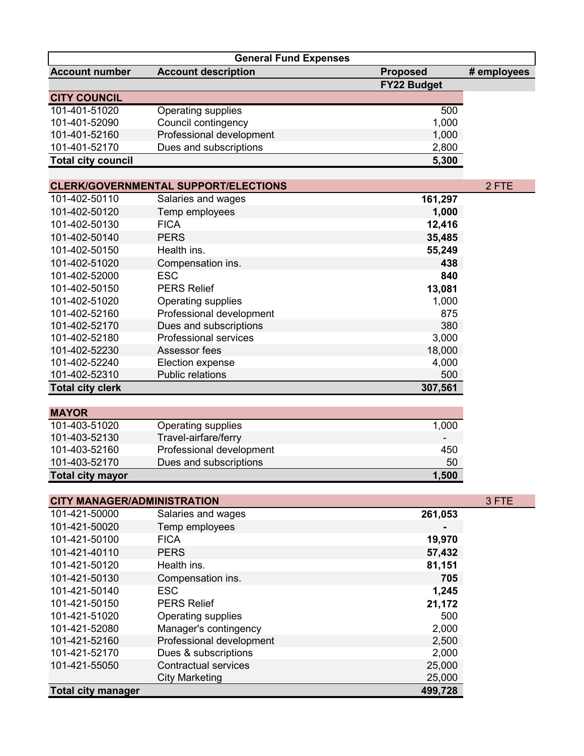| General Fund Expenses | | | |
|---|---|---|---|
| **Account number** | **Account description** | **Proposed FY22 Budget** | **# employees** |
| **CITY COUNCIL** | | | |
| 101-401-51020 | Operating supplies | 500 | |
| 101-401-52090 | Council contingency | 1,000 | |
| 101-401-52160 | Professional development | 1,000 | |
| 101-401-52170 | Dues and subscriptions | 2,800 | |
| **Total city council** | | **5,300** | |
| | | | |
| **CLERK/GOVERNMENTAL SUPPORT/ELECTIONS** | | | 2 FTE |
| 101-402-50110 | Salaries and wages | **161,297** | |
| 101-402-50120 | Temp employees | **1,000** | |
| 101-402-50130 | FICA | **12,416** | |
| 101-402-50140 | PERS | **35,485** | |
| 101-402-50150 | Health ins. | **55,249** | |
| 101-402-51020 | Compensation ins. | **438** | |
| 101-402-52000 | ESC | **840** | |
| 101-402-50150 | PERS Relief | **13,081** | |
| 101-402-51020 | Operating supplies | 1,000 | |
| 101-402-52160 | Professional development | 875 | |
| 101-402-52170 | Dues and subscriptions | 380 | |
| 101-402-52180 | Professional services | 3,000 | |
| 101-402-52230 | Assessor fees | 18,000 | |
| 101-402-52240 | Election expense | 4,000 | |
| 101-402-52310 | Public relations | 500 | |
| **Total city clerk** | | **307,561** | |
| | | | |
| **MAYOR** | | | |
| 101-403-51020 | Operating supplies | 1,000 | |
| 101-403-52130 | Travel-airfare/ferry | - | |
| 101-403-52160 | Professional development | 450 | |
| 101-403-52170 | Dues and subscriptions | 50 | |
| **Total city mayor** | | **1,500** | |
| | | | |
| **CITY MANAGER/ADMINISTRATION** | | | 3 FTE |
| 101-421-50000 | Salaries and wages | **261,053** | |
| 101-421-50020 | Temp employees | **-** | |
| 101-421-50100 | FICA | **19,970** | |
| 101-421-40110 | PERS | **57,432** | |
| 101-421-50120 | Health ins. | **81,151** | |
| 101-421-50130 | Compensation ins. | **705** | |
| 101-421-50140 | ESC | **1,245** | |
| 101-421-50150 | PERS Relief | **21,172** | |
| 101-421-51020 | Operating supplies | 500 | |
| 101-421-52080 | Manager's contingency | 2,000 | |
| 101-421-52160 | Professional development | 2,500 | |
| 101-421-52170 | Dues & subscriptions | 2,000 | |
| 101-421-55050 | Contractual services | 25,000 | |
| | City Marketing | 25,000 | |
| **Total city manager** | | **499,728** | |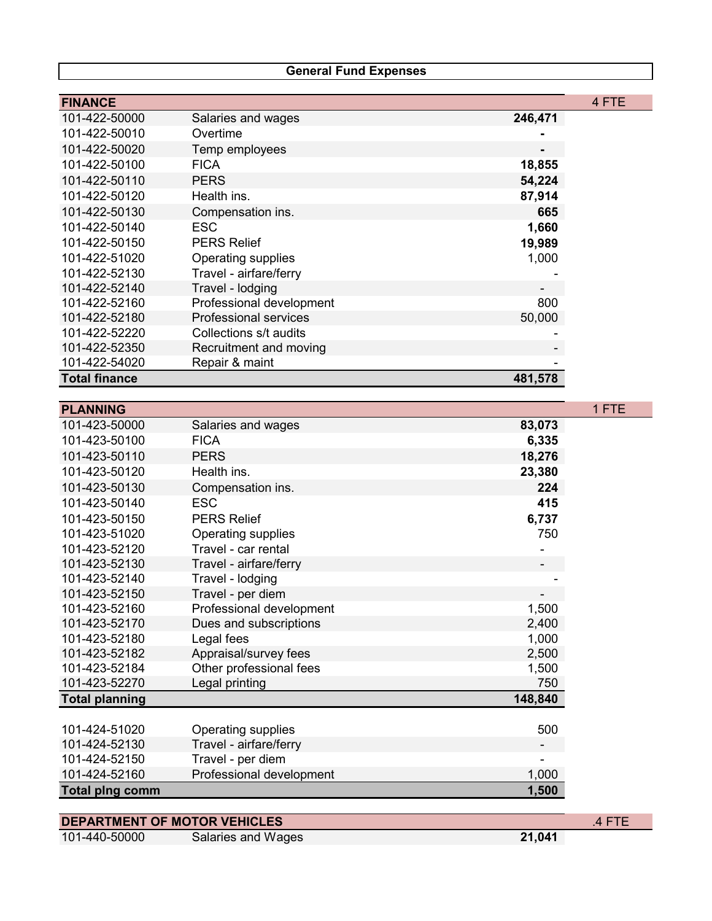## General Fund Expenses

| FINANCE | | | 4 FTE |
|---|---|---|---|
| 101-422-50000 | Salaries and wages | **246,471** | |
| 101-422-50010 | Overtime | **-** | |
| 101-422-50020 | Temp employees | **-** | |
| 101-422-50100 | FICA | **18,855** | |
| 101-422-50110 | PERS | **54,224** | |
| 101-422-50120 | Health ins. | **87,914** | |
| 101-422-50130 | Compensation ins. | **665** | |
| 101-422-50140 | ESC | **1,660** | |
| 101-422-50150 | PERS Relief | **19,989** | |
| 101-422-51020 | Operating supplies | 1,000 | |
| 101-422-52130 | Travel - airfare/ferry | - | |
| 101-422-52140 | Travel - lodging | - | |
| 101-422-52160 | Professional development | 800 | |
| 101-422-52180 | Professional services | 50,000 | |
| 101-422-52220 | Collections s/t audits | - | |
| 101-422-52350 | Recruitment and moving | - | |
| 101-422-54020 | Repair & maint | - | |
| **Total finance** | | **481,578** | |

| PLANNING | | | 1 FTE |
|---|---|---|---|
| 101-423-50000 | Salaries and wages | **83,073** | |
| 101-423-50100 | FICA | **6,335** | |
| 101-423-50110 | PERS | **18,276** | |
| 101-423-50120 | Health ins. | **23,380** | |
| 101-423-50130 | Compensation ins. | **224** | |
| 101-423-50140 | ESC | **415** | |
| 101-423-50150 | PERS Relief | **6,737** | |
| 101-423-51020 | Operating supplies | 750 | |
| 101-423-52120 | Travel - car rental | - | |
| 101-423-52130 | Travel - airfare/ferry | - | |
| 101-423-52140 | Travel - lodging | - | |
| 101-423-52150 | Travel - per diem | - | |
| 101-423-52160 | Professional development | 1,500 | |
| 101-423-52170 | Dues and subscriptions | 2,400 | |
| 101-423-52180 | Legal fees | 1,000 | |
| 101-423-52182 | Appraisal/survey fees | 2,500 | |
| 101-423-52184 | Other professional fees | 1,500 | |
| 101-423-52270 | Legal printing | 750 | |
| **Total planning** | | **148,840** | |

| | | |
|---|---|---|
| 101-424-51020 | Operating supplies | 500 |
| 101-424-52130 | Travel - airfare/ferry | - |
| 101-424-52150 | Travel - per diem | - |
| 101-424-52160 | Professional development | 1,000 |
| **Total plng comm** | | **1,500** |

| DEPARTMENT OF MOTOR VEHICLES | | | .4 FTE |
|---|---|---|---|
| 101-440-50000 | Salaries and Wages | **21,041** | |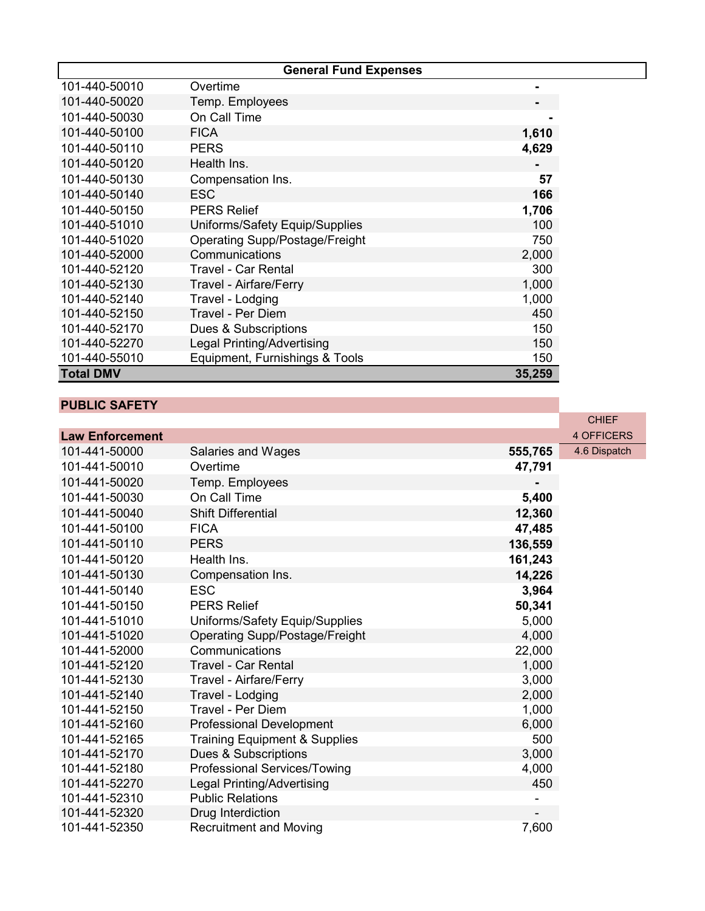| General Fund Expenses | | |
|---|---|---|
| 101-440-50010 | Overtime | - |
| 101-440-50020 | Temp. Employees | - |
| 101-440-50030 | On Call Time | - |
| 101-440-50100 | FICA | **1,610** |
| 101-440-50110 | PERS | **4,629** |
| 101-440-50120 | Health Ins. | - |
| 101-440-50130 | Compensation Ins. | **57** |
| 101-440-50140 | ESC | **166** |
| 101-440-50150 | PERS Relief | **1,706** |
| 101-440-51010 | Uniforms/Safety Equip/Supplies | 100 |
| 101-440-51020 | Operating Supp/Postage/Freight | 750 |
| 101-440-52000 | Communications | 2,000 |
| 101-440-52120 | Travel - Car Rental | 300 |
| 101-440-52130 | Travel - Airfare/Ferry | 1,000 |
| 101-440-52140 | Travel - Lodging | 1,000 |
| 101-440-52150 | Travel - Per Diem | 450 |
| 101-440-52170 | Dues & Subscriptions | 150 |
| 101-440-52270 | Legal Printing/Advertising | 150 |
| 101-440-55010 | Equipment, Furnishings & Tools | 150 |
| **Total DMV** | | **35,259** |

## PUBLIC SAFETY

| Law Enforcement | | | CHIEF<br>4 OFFICERS<br>4.6 Dispatch |
|---|---|---|---|
| 101-441-50000 | Salaries and Wages | **555,765** | |
| 101-441-50010 | Overtime | **47,791** | |
| 101-441-50020 | Temp. Employees | - | |
| 101-441-50030 | On Call Time | **5,400** | |
| 101-441-50040 | Shift Differential | **12,360** | |
| 101-441-50100 | FICA | **47,485** | |
| 101-441-50110 | PERS | **136,559** | |
| 101-441-50120 | Health Ins. | **161,243** | |
| 101-441-50130 | Compensation Ins. | **14,226** | |
| 101-441-50140 | ESC | **3,964** | |
| 101-441-50150 | PERS Relief | **50,341** | |
| 101-441-51010 | Uniforms/Safety Equip/Supplies | 5,000 | |
| 101-441-51020 | Operating Supp/Postage/Freight | 4,000 | |
| 101-441-52000 | Communications | 22,000 | |
| 101-441-52120 | Travel - Car Rental | 1,000 | |
| 101-441-52130 | Travel - Airfare/Ferry | 3,000 | |
| 101-441-52140 | Travel - Lodging | 2,000 | |
| 101-441-52150 | Travel - Per Diem | 1,000 | |
| 101-441-52160 | Professional Development | 6,000 | |
| 101-441-52165 | Training Equipment & Supplies | 500 | |
| 101-441-52170 | Dues & Subscriptions | 3,000 | |
| 101-441-52180 | Professional Services/Towing | 4,000 | |
| 101-441-52270 | Legal Printing/Advertising | 450 | |
| 101-441-52310 | Public Relations | - | |
| 101-441-52320 | Drug Interdiction | - | |
| 101-441-52350 | Recruitment and Moving | 7,600 | |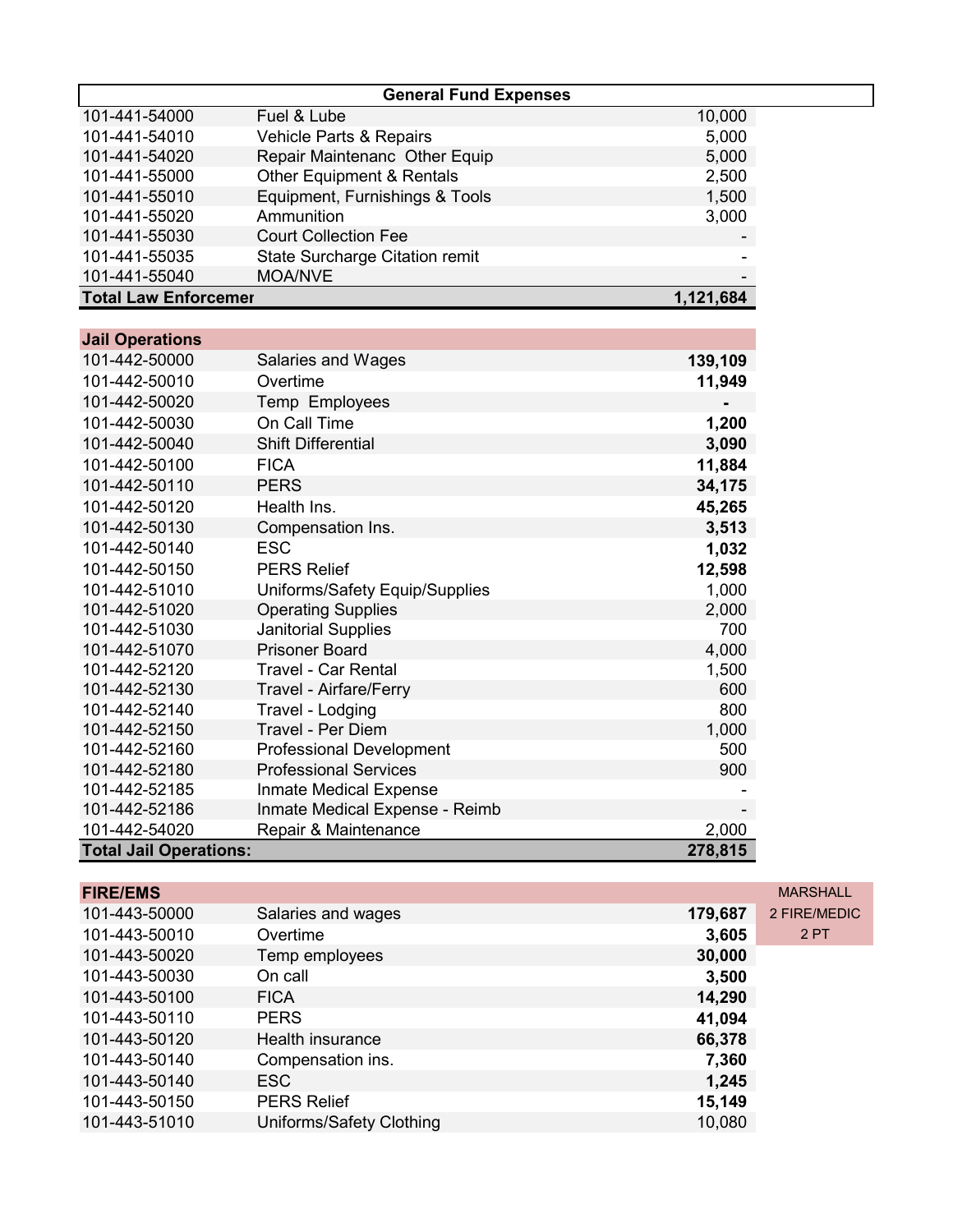| General Fund Expenses | | |
|---|---|---|
| 101-441-54000 | Fuel & Lube | 10,000 |
| 101-441-54010 | Vehicle Parts & Repairs | 5,000 |
| 101-441-54020 | Repair Maintenanc Other Equip | 5,000 |
| 101-441-55000 | Other Equipment & Rentals | 2,500 |
| 101-441-55010 | Equipment, Furnishings & Tools | 1,500 |
| 101-441-55020 | Ammunition | 3,000 |
| 101-441-55030 | Court Collection Fee | - |
| 101-441-55035 | State Surcharge Citation remit | - |
| 101-441-55040 | MOA/NVE | - |
| **Total Law Enforcemer** | | **1,121,684** |

| Jail Operations | | |
|---|---|---|
| 101-442-50000 | Salaries and Wages | **139,109** |
| 101-442-50010 | Overtime | **11,949** |
| 101-442-50020 | Temp Employees | **-** |
| 101-442-50030 | On Call Time | **1,200** |
| 101-442-50040 | Shift Differential | **3,090** |
| 101-442-50100 | FICA | **11,884** |
| 101-442-50110 | PERS | **34,175** |
| 101-442-50120 | Health Ins. | **45,265** |
| 101-442-50130 | Compensation Ins. | **3,513** |
| 101-442-50140 | ESC | **1,032** |
| 101-442-50150 | PERS Relief | **12,598** |
| 101-442-51010 | Uniforms/Safety Equip/Supplies | 1,000 |
| 101-442-51020 | Operating Supplies | 2,000 |
| 101-442-51030 | Janitorial Supplies | 700 |
| 101-442-51070 | Prisoner Board | 4,000 |
| 101-442-52120 | Travel - Car Rental | 1,500 |
| 101-442-52130 | Travel - Airfare/Ferry | 600 |
| 101-442-52140 | Travel - Lodging | 800 |
| 101-442-52150 | Travel - Per Diem | 1,000 |
| 101-442-52160 | Professional Development | 500 |
| 101-442-52180 | Professional Services | 900 |
| 101-442-52185 | Inmate Medical Expense | - |
| 101-442-52186 | Inmate Medical Expense - Reimb | - |
| 101-442-54020 | Repair & Maintenance | 2,000 |
| **Total Jail Operations:** | | **278,815** |

| FIRE/EMS | | | MARSHALL |
|---|---|---|---|
| 101-443-50000 | Salaries and wages | **179,687** | 2 FIRE/MEDIC |
| 101-443-50010 | Overtime | **3,605** | 2 PT |
| 101-443-50020 | Temp employees | **30,000** | |
| 101-443-50030 | On call | **3,500** | |
| 101-443-50100 | FICA | **14,290** | |
| 101-443-50110 | PERS | **41,094** | |
| 101-443-50120 | Health insurance | **66,378** | |
| 101-443-50140 | Compensation ins. | **7,360** | |
| 101-443-50140 | ESC | **1,245** | |
| 101-443-50150 | PERS Relief | **15,149** | |
| 101-443-51010 | Uniforms/Safety Clothing | 10,080 | |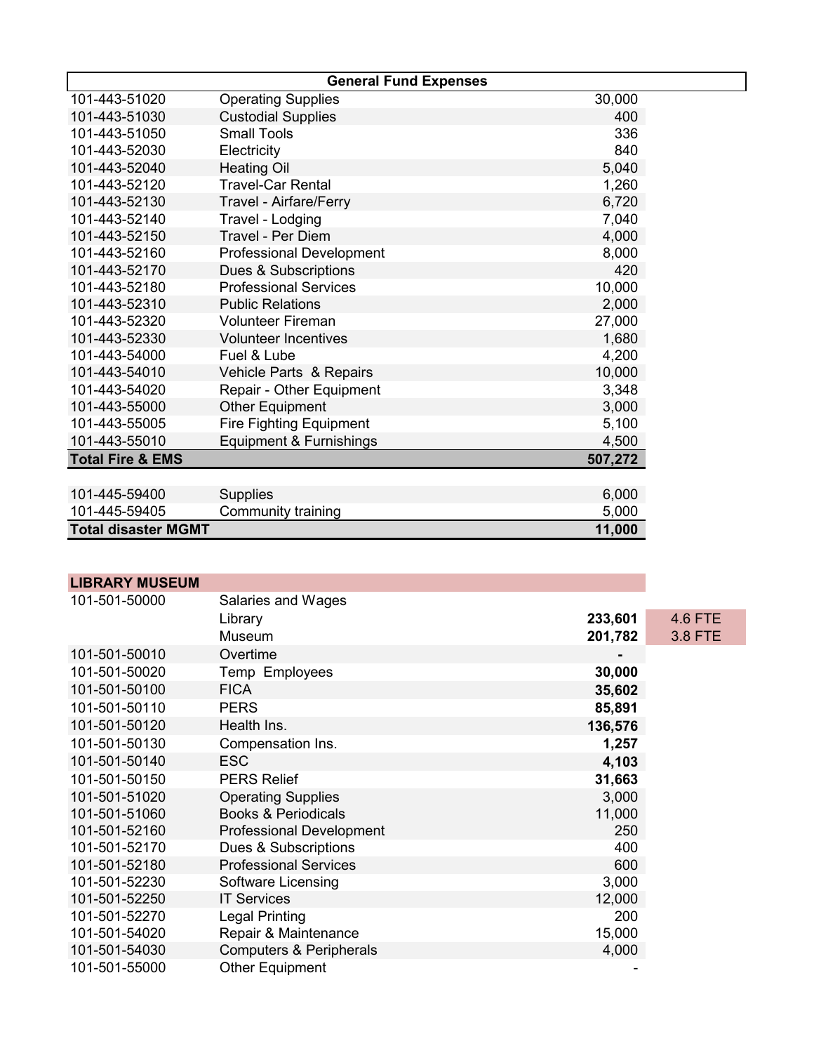| General Fund Expenses | | | |
|---|---|---|---|
| 101-443-51020 | Operating Supplies | 30,000 | |
| 101-443-51030 | Custodial Supplies | 400 | |
| 101-443-51050 | Small Tools | 336 | |
| 101-443-52030 | Electricity | 840 | |
| 101-443-52040 | Heating Oil | 5,040 | |
| 101-443-52120 | Travel-Car Rental | 1,260 | |
| 101-443-52130 | Travel - Airfare/Ferry | 6,720 | |
| 101-443-52140 | Travel - Lodging | 7,040 | |
| 101-443-52150 | Travel - Per Diem | 4,000 | |
| 101-443-52160 | Professional Development | 8,000 | |
| 101-443-52170 | Dues & Subscriptions | 420 | |
| 101-443-52180 | Professional Services | 10,000 | |
| 101-443-52310 | Public Relations | 2,000 | |
| 101-443-52320 | Volunteer Fireman | 27,000 | |
| 101-443-52330 | Volunteer Incentives | 1,680 | |
| 101-443-54000 | Fuel & Lube | 4,200 | |
| 101-443-54010 | Vehicle Parts & Repairs | 10,000 | |
| 101-443-54020 | Repair - Other Equipment | 3,348 | |
| 101-443-55000 | Other Equipment | 3,000 | |
| 101-443-55005 | Fire Fighting Equipment | 5,100 | |
| 101-443-55010 | Equipment & Furnishings | 4,500 | |
| **Total Fire & EMS** | | **507,272** | |
| | | | |
| 101-445-59400 | Supplies | 6,000 | |
| 101-445-59405 | Community training | 5,000 | |
| **Total disaster MGMT** | | **11,000** | |
| | | | |
| **LIBRARY MUSEUM** | | | |
| 101-501-50000 | Salaries and Wages | | |
| | Library | **233,601** | 4.6 FTE |
| | Museum | **201,782** | 3.8 FTE |
| 101-501-50010 | Overtime | **-** | |
| 101-501-50020 | Temp Employees | **30,000** | |
| 101-501-50100 | FICA | **35,602** | |
| 101-501-50110 | PERS | **85,891** | |
| 101-501-50120 | Health Ins. | **136,576** | |
| 101-501-50130 | Compensation Ins. | **1,257** | |
| 101-501-50140 | ESC | **4,103** | |
| 101-501-50150 | PERS Relief | **31,663** | |
| 101-501-51020 | Operating Supplies | 3,000 | |
| 101-501-51060 | Books & Periodicals | 11,000 | |
| 101-501-52160 | Professional Development | 250 | |
| 101-501-52170 | Dues & Subscriptions | 400 | |
| 101-501-52180 | Professional Services | 600 | |
| 101-501-52230 | Software Licensing | 3,000 | |
| 101-501-52250 | IT Services | 12,000 | |
| 101-501-52270 | Legal Printing | 200 | |
| 101-501-54020 | Repair & Maintenance | 15,000 | |
| 101-501-54030 | Computers & Peripherals | 4,000 | |
| 101-501-55000 | Other Equipment | - | |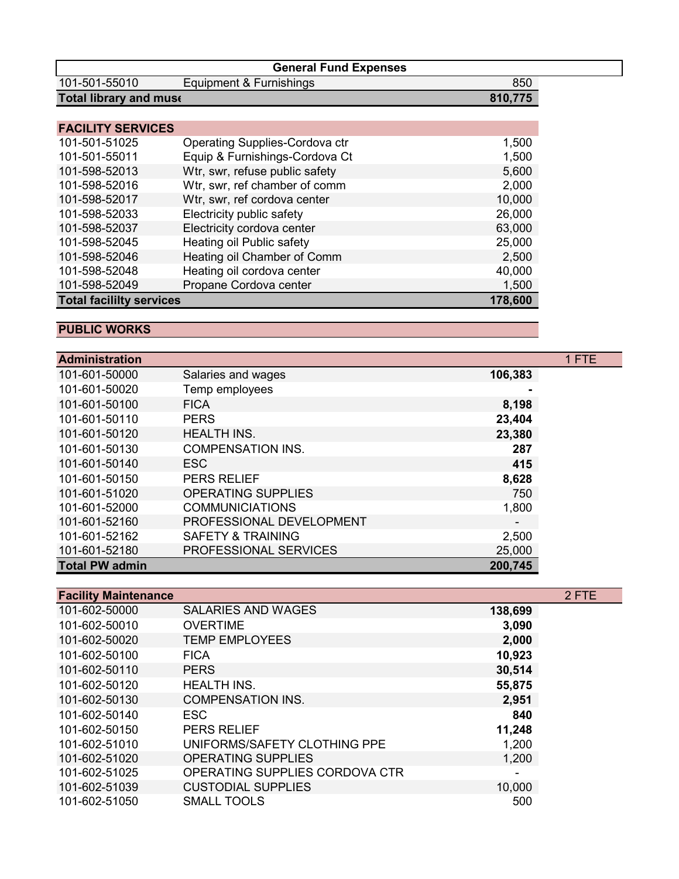## General Fund Expenses

| | | |
|---|---|---|
| 101-501-55010 | Equipment & Furnishings | 850 |
| **Total library and muse** | | **810,775** |

### FACILITY SERVICES

| | | |
|---|---|---|
| 101-501-51025 | Operating Supplies-Cordova ctr | 1,500 |
| 101-501-55011 | Equip & Furnishings-Cordova Ct | 1,500 |
| 101-598-52013 | Wtr, swr, refuse public safety | 5,600 |
| 101-598-52016 | Wtr, swr, ref chamber of comm | 2,000 |
| 101-598-52017 | Wtr, swr, ref cordova center | 10,000 |
| 101-598-52033 | Electricity public safety | 26,000 |
| 101-598-52037 | Electricity cordova center | 63,000 |
| 101-598-52045 | Heating oil Public safety | 25,000 |
| 101-598-52046 | Heating oil Chamber of Comm | 2,500 |
| 101-598-52048 | Heating oil cordova center | 40,000 |
| 101-598-52049 | Propane Cordova center | 1,500 |
| **Total facililty services** | | **178,600** |

### PUBLIC WORKS

#### Administration — 1 FTE

| | | |
|---|---|---|
| 101-601-50000 | Salaries and wages | **106,383** |
| 101-601-50020 | Temp employees | **-** |
| 101-601-50100 | FICA | **8,198** |
| 101-601-50110 | PERS | **23,404** |
| 101-601-50120 | HEALTH INS. | **23,380** |
| 101-601-50130 | COMPENSATION INS. | **287** |
| 101-601-50140 | ESC | **415** |
| 101-601-50150 | PERS RELIEF | **8,628** |
| 101-601-51020 | OPERATING SUPPLIES | 750 |
| 101-601-52000 | COMMUNICIATIONS | 1,800 |
| 101-601-52160 | PROFESSIONAL DEVELOPMENT | - |
| 101-601-52162 | SAFETY & TRAINING | 2,500 |
| 101-601-52180 | PROFESSIONAL SERVICES | 25,000 |
| **Total PW admin** | | **200,745** |

#### Facility Maintenance — 2 FTE

| | | |
|---|---|---|
| 101-602-50000 | SALARIES AND WAGES | **138,699** |
| 101-602-50010 | OVERTIME | **3,090** |
| 101-602-50020 | TEMP EMPLOYEES | **2,000** |
| 101-602-50100 | FICA | **10,923** |
| 101-602-50110 | PERS | **30,514** |
| 101-602-50120 | HEALTH INS. | **55,875** |
| 101-602-50130 | COMPENSATION INS. | **2,951** |
| 101-602-50140 | ESC | **840** |
| 101-602-50150 | PERS RELIEF | **11,248** |
| 101-602-51010 | UNIFORMS/SAFETY CLOTHING PPE | 1,200 |
| 101-602-51020 | OPERATING SUPPLIES | 1,200 |
| 101-602-51025 | OPERATING SUPPLIES CORDOVA CTR | - |
| 101-602-51039 | CUSTODIAL SUPPLIES | 10,000 |
| 101-602-51050 | SMALL TOOLS | 500 |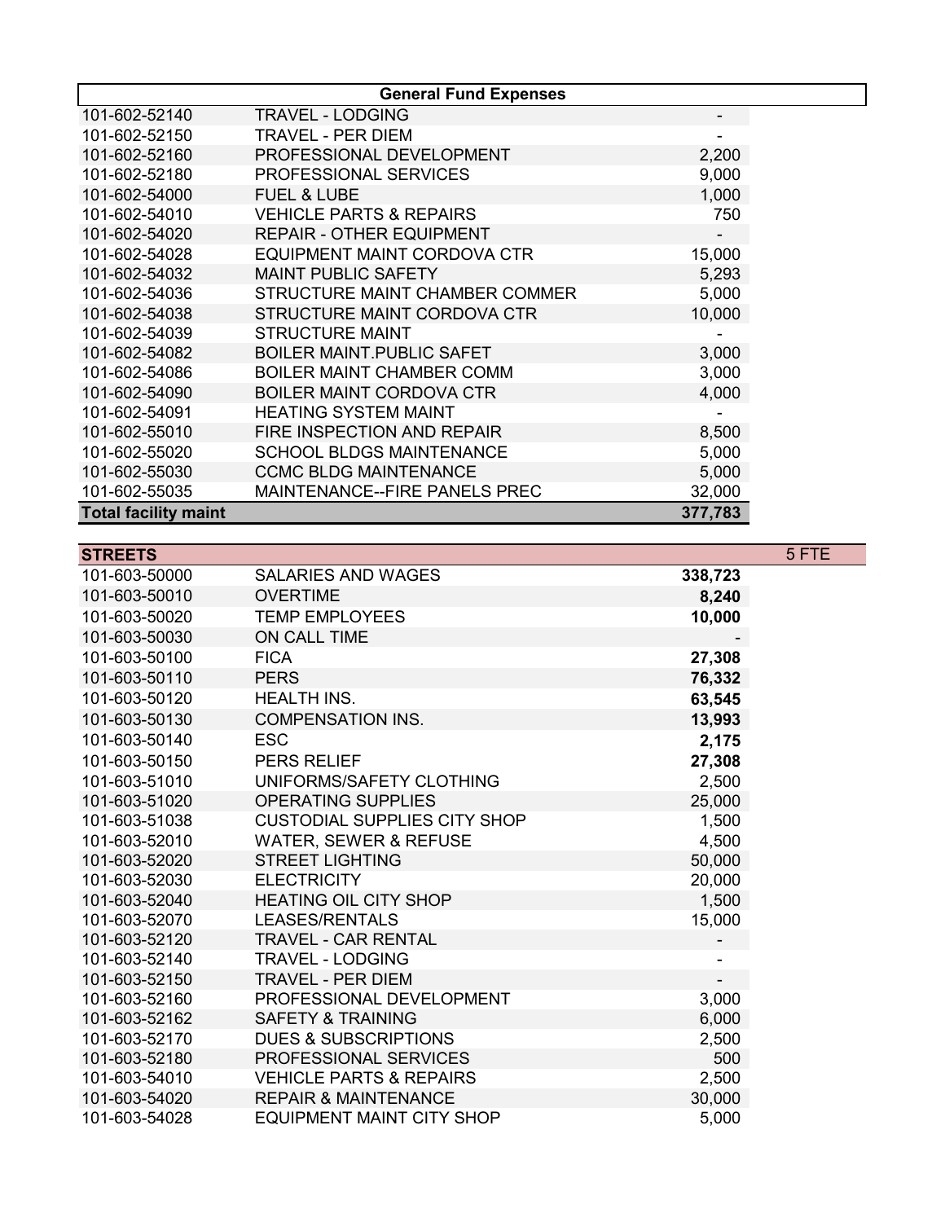| General Fund Expenses | | | |
|---|---|---|---|
| 101-602-52140 | TRAVEL - LODGING | - | |
| 101-602-52150 | TRAVEL - PER DIEM | - | |
| 101-602-52160 | PROFESSIONAL DEVELOPMENT | 2,200 | |
| 101-602-52180 | PROFESSIONAL SERVICES | 9,000 | |
| 101-602-54000 | FUEL & LUBE | 1,000 | |
| 101-602-54010 | VEHICLE PARTS & REPAIRS | 750 | |
| 101-602-54020 | REPAIR - OTHER EQUIPMENT | - | |
| 101-602-54028 | EQUIPMENT MAINT CORDOVA CTR | 15,000 | |
| 101-602-54032 | MAINT PUBLIC SAFETY | 5,293 | |
| 101-602-54036 | STRUCTURE MAINT CHAMBER COMMER | 5,000 | |
| 101-602-54038 | STRUCTURE MAINT CORDOVA CTR | 10,000 | |
| 101-602-54039 | STRUCTURE MAINT | - | |
| 101-602-54082 | BOILER MAINT.PUBLIC SAFET | 3,000 | |
| 101-602-54086 | BOILER MAINT CHAMBER COMM | 3,000 | |
| 101-602-54090 | BOILER MAINT CORDOVA CTR | 4,000 | |
| 101-602-54091 | HEATING SYSTEM MAINT | - | |
| 101-602-55010 | FIRE INSPECTION AND REPAIR | 8,500 | |
| 101-602-55020 | SCHOOL BLDGS MAINTENANCE | 5,000 | |
| 101-602-55030 | CCMC BLDG MAINTENANCE | 5,000 | |
| 101-602-55035 | MAINTENANCE--FIRE PANELS PREC | 32,000 | |
| **Total facility maint** | | **377,783** | |
| **STREETS** | | | 5 FTE |
| 101-603-50000 | SALARIES AND WAGES | **338,723** | |
| 101-603-50010 | OVERTIME | **8,240** | |
| 101-603-50020 | TEMP EMPLOYEES | **10,000** | |
| 101-603-50030 | ON CALL TIME | - | |
| 101-603-50100 | FICA | **27,308** | |
| 101-603-50110 | PERS | **76,332** | |
| 101-603-50120 | HEALTH INS. | **63,545** | |
| 101-603-50130 | COMPENSATION INS. | **13,993** | |
| 101-603-50140 | ESC | **2,175** | |
| 101-603-50150 | PERS RELIEF | **27,308** | |
| 101-603-51010 | UNIFORMS/SAFETY CLOTHING | 2,500 | |
| 101-603-51020 | OPERATING SUPPLIES | 25,000 | |
| 101-603-51038 | CUSTODIAL SUPPLIES CITY SHOP | 1,500 | |
| 101-603-52010 | WATER, SEWER & REFUSE | 4,500 | |
| 101-603-52020 | STREET LIGHTING | 50,000 | |
| 101-603-52030 | ELECTRICITY | 20,000 | |
| 101-603-52040 | HEATING OIL CITY SHOP | 1,500 | |
| 101-603-52070 | LEASES/RENTALS | 15,000 | |
| 101-603-52120 | TRAVEL - CAR RENTAL | - | |
| 101-603-52140 | TRAVEL - LODGING | - | |
| 101-603-52150 | TRAVEL - PER DIEM | - | |
| 101-603-52160 | PROFESSIONAL DEVELOPMENT | 3,000 | |
| 101-603-52162 | SAFETY & TRAINING | 6,000 | |
| 101-603-52170 | DUES & SUBSCRIPTIONS | 2,500 | |
| 101-603-52180 | PROFESSIONAL SERVICES | 500 | |
| 101-603-54010 | VEHICLE PARTS & REPAIRS | 2,500 | |
| 101-603-54020 | REPAIR & MAINTENANCE | 30,000 | |
| 101-603-54028 | EQUIPMENT MAINT CITY SHOP | 5,000 | |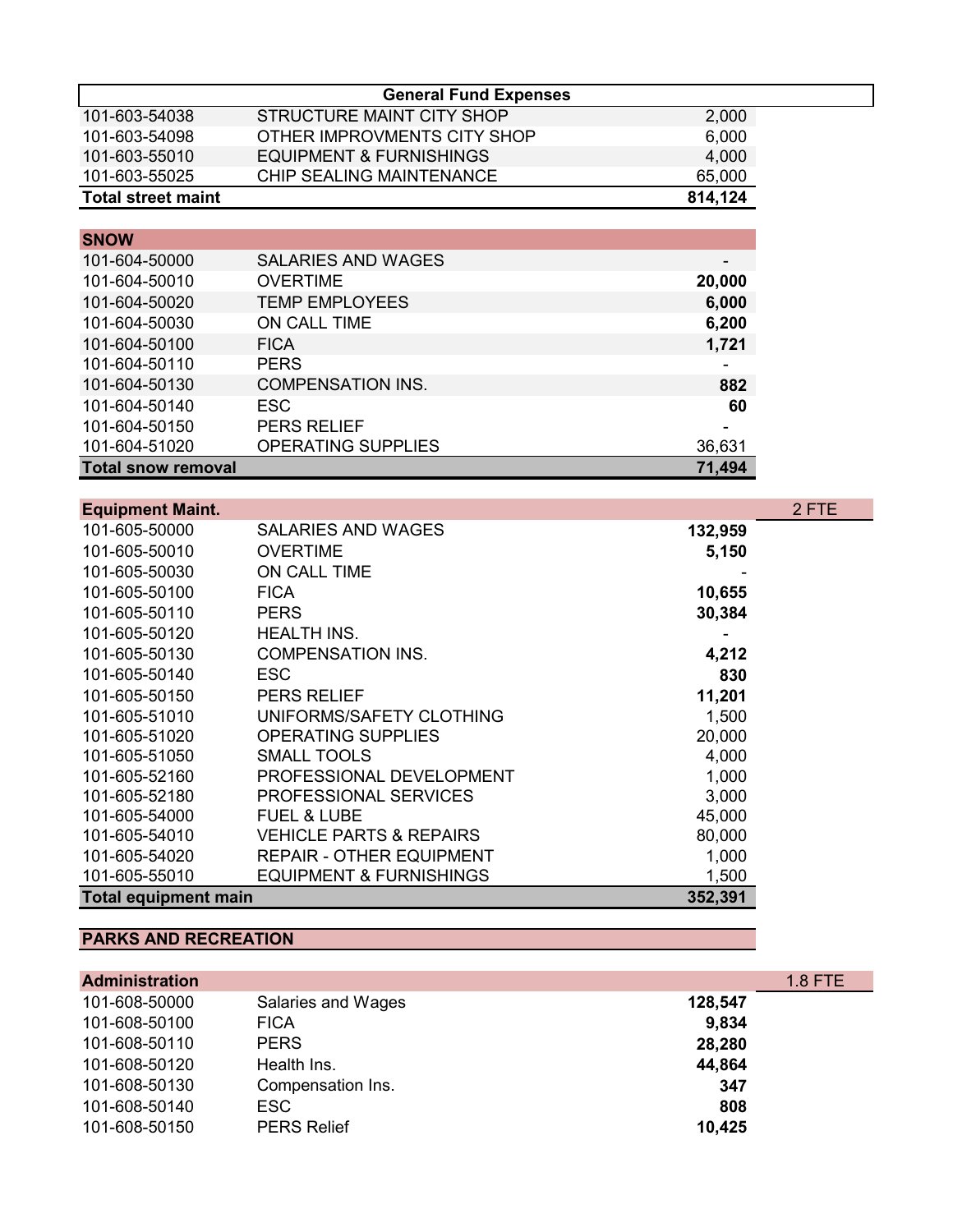## General Fund Expenses

| Account | Description | Amount | |
|---|---|---|---|
| 101-603-54038 | STRUCTURE MAINT CITY SHOP | 2,000 | |
| 101-603-54098 | OTHER IMPROVMENTS CITY SHOP | 6,000 | |
| 101-603-55010 | EQUIPMENT & FURNISHINGS | 4,000 | |
| 101-603-55025 | CHIP SEALING MAINTENANCE | 65,000 | |
| **Total street maint** | | **814,124** | |
| | | | |
| **SNOW** | | | |
| 101-604-50000 | SALARIES AND WAGES | - | |
| 101-604-50010 | OVERTIME | **20,000** | |
| 101-604-50020 | TEMP EMPLOYEES | **6,000** | |
| 101-604-50030 | ON CALL TIME | **6,200** | |
| 101-604-50100 | FICA | **1,721** | |
| 101-604-50110 | PERS | - | |
| 101-604-50130 | COMPENSATION INS. | **882** | |
| 101-604-50140 | ESC | **60** | |
| 101-604-50150 | PERS RELIEF | - | |
| 101-604-51020 | OPERATING SUPPLIES | 36,631 | |
| **Total snow removal** | | **71,494** | |
| | | | |
| **Equipment Maint.** | | | 2 FTE |
| 101-605-50000 | SALARIES AND WAGES | **132,959** | |
| 101-605-50010 | OVERTIME | **5,150** | |
| 101-605-50030 | ON CALL TIME | - | |
| 101-605-50100 | FICA | **10,655** | |
| 101-605-50110 | PERS | **30,384** | |
| 101-605-50120 | HEALTH INS. | - | |
| 101-605-50130 | COMPENSATION INS. | **4,212** | |
| 101-605-50140 | ESC | **830** | |
| 101-605-50150 | PERS RELIEF | **11,201** | |
| 101-605-51010 | UNIFORMS/SAFETY CLOTHING | 1,500 | |
| 101-605-51020 | OPERATING SUPPLIES | 20,000 | |
| 101-605-51050 | SMALL TOOLS | 4,000 | |
| 101-605-52160 | PROFESSIONAL DEVELOPMENT | 1,000 | |
| 101-605-52180 | PROFESSIONAL SERVICES | 3,000 | |
| 101-605-54000 | FUEL & LUBE | 45,000 | |
| 101-605-54010 | VEHICLE PARTS & REPAIRS | 80,000 | |
| 101-605-54020 | REPAIR - OTHER EQUIPMENT | 1,000 | |
| 101-605-55010 | EQUIPMENT & FURNISHINGS | 1,500 | |
| **Total equipment main** | | **352,391** | |
| | | | |
| **PARKS AND RECREATION** | | | |
| | | | |
| **Administration** | | | 1.8 FTE |
| 101-608-50000 | Salaries and Wages | **128,547** | |
| 101-608-50100 | FICA | **9,834** | |
| 101-608-50110 | PERS | **28,280** | |
| 101-608-50120 | Health Ins. | **44,864** | |
| 101-608-50130 | Compensation Ins. | **347** | |
| 101-608-50140 | ESC | **808** | |
| 101-608-50150 | PERS Relief | **10,425** | |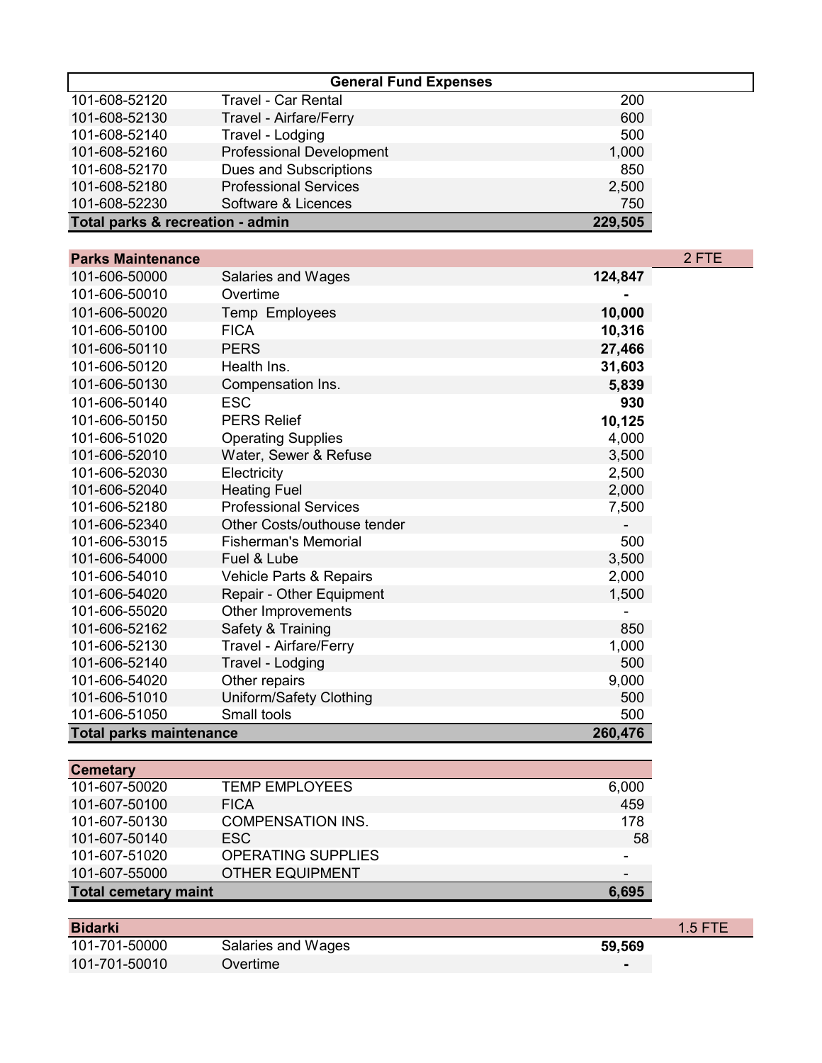**General Fund Expenses**

| | | | |
|---|---|---|---|
| 101-608-52120 | Travel - Car Rental | 200 | |
| 101-608-52130 | Travel - Airfare/Ferry | 600 | |
| 101-608-52140 | Travel - Lodging | 500 | |
| 101-608-52160 | Professional Development | 1,000 | |
| 101-608-52170 | Dues and Subscriptions | 850 | |
| 101-608-52180 | Professional Services | 2,500 | |
| 101-608-52230 | Software & Licences | 750 | |
| **Total parks & recreation - admin** | | **229,505** | |
| | | | |
| **Parks Maintenance** | | | 2 FTE |
| 101-606-50000 | Salaries and Wages | **124,847** | |
| 101-606-50010 | Overtime | **-** | |
| 101-606-50020 | Temp Employees | **10,000** | |
| 101-606-50100 | FICA | **10,316** | |
| 101-606-50110 | PERS | **27,466** | |
| 101-606-50120 | Health Ins. | **31,603** | |
| 101-606-50130 | Compensation Ins. | **5,839** | |
| 101-606-50140 | ESC | **930** | |
| 101-606-50150 | PERS Relief | **10,125** | |
| 101-606-51020 | Operating Supplies | 4,000 | |
| 101-606-52010 | Water, Sewer & Refuse | 3,500 | |
| 101-606-52030 | Electricity | 2,500 | |
| 101-606-52040 | Heating Fuel | 2,000 | |
| 101-606-52180 | Professional Services | 7,500 | |
| 101-606-52340 | Other Costs/outhouse tender | - | |
| 101-606-53015 | Fisherman's Memorial | 500 | |
| 101-606-54000 | Fuel & Lube | 3,500 | |
| 101-606-54010 | Vehicle Parts & Repairs | 2,000 | |
| 101-606-54020 | Repair - Other Equipment | 1,500 | |
| 101-606-55020 | Other Improvements | - | |
| 101-606-52162 | Safety & Training | 850 | |
| 101-606-52130 | Travel - Airfare/Ferry | 1,000 | |
| 101-606-52140 | Travel - Lodging | 500 | |
| 101-606-54020 | Other repairs | 9,000 | |
| 101-606-51010 | Uniform/Safety Clothing | 500 | |
| 101-606-51050 | Small tools | 500 | |
| **Total parks maintenance** | | **260,476** | |
| | | | |
| **Cemetary** | | | |
| 101-607-50020 | TEMP EMPLOYEES | 6,000 | |
| 101-607-50100 | FICA | 459 | |
| 101-607-50130 | COMPENSATION INS. | 178 | |
| 101-607-50140 | ESC | 58 | |
| 101-607-51020 | OPERATING SUPPLIES | - | |
| 101-607-55000 | OTHER EQUIPMENT | - | |
| **Total cemetary maint** | | **6,695** | |
| | | | |
| **Bidarki** | | | 1.5 FTE |
| 101-701-50000 | Salaries and Wages | **59,569** | |
| 101-701-50010 | Overtime | **-** | |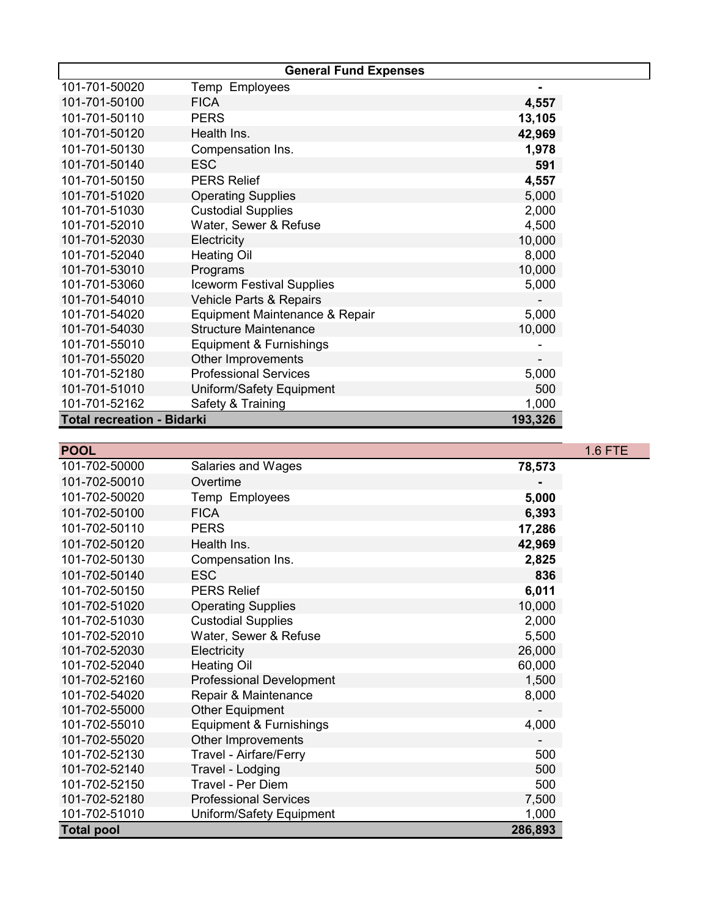| General Fund Expenses | | | |
|---|---|---|---|
| 101-701-50020 | Temp Employees | **-** | |
| 101-701-50100 | FICA | **4,557** | |
| 101-701-50110 | PERS | **13,105** | |
| 101-701-50120 | Health Ins. | **42,969** | |
| 101-701-50130 | Compensation Ins. | **1,978** | |
| 101-701-50140 | ESC | **591** | |
| 101-701-50150 | PERS Relief | **4,557** | |
| 101-701-51020 | Operating Supplies | 5,000 | |
| 101-701-51030 | Custodial Supplies | 2,000 | |
| 101-701-52010 | Water, Sewer & Refuse | 4,500 | |
| 101-701-52030 | Electricity | 10,000 | |
| 101-701-52040 | Heating Oil | 8,000 | |
| 101-701-53010 | Programs | 10,000 | |
| 101-701-53060 | Iceworm Festival Supplies | 5,000 | |
| 101-701-54010 | Vehicle Parts & Repairs | - | |
| 101-701-54020 | Equipment Maintenance & Repair | 5,000 | |
| 101-701-54030 | Structure Maintenance | 10,000 | |
| 101-701-55010 | Equipment & Furnishings | - | |
| 101-701-55020 | Other Improvements | - | |
| 101-701-52180 | Professional Services | 5,000 | |
| 101-701-51010 | Uniform/Safety Equipment | 500 | |
| 101-701-52162 | Safety & Training | 1,000 | |
| **Total recreation - Bidarki** | | **193,326** | |
| | | | |
| **POOL** | | | 1.6 FTE |
| 101-702-50000 | Salaries and Wages | **78,573** | |
| 101-702-50010 | Overtime | **-** | |
| 101-702-50020 | Temp Employees | **5,000** | |
| 101-702-50100 | FICA | **6,393** | |
| 101-702-50110 | PERS | **17,286** | |
| 101-702-50120 | Health Ins. | **42,969** | |
| 101-702-50130 | Compensation Ins. | **2,825** | |
| 101-702-50140 | ESC | **836** | |
| 101-702-50150 | PERS Relief | **6,011** | |
| 101-702-51020 | Operating Supplies | 10,000 | |
| 101-702-51030 | Custodial Supplies | 2,000 | |
| 101-702-52010 | Water, Sewer & Refuse | 5,500 | |
| 101-702-52030 | Electricity | 26,000 | |
| 101-702-52040 | Heating Oil | 60,000 | |
| 101-702-52160 | Professional Development | 1,500 | |
| 101-702-54020 | Repair & Maintenance | 8,000 | |
| 101-702-55000 | Other Equipment | - | |
| 101-702-55010 | Equipment & Furnishings | 4,000 | |
| 101-702-55020 | Other Improvements | - | |
| 101-702-52130 | Travel - Airfare/Ferry | 500 | |
| 101-702-52140 | Travel - Lodging | 500 | |
| 101-702-52150 | Travel - Per Diem | 500 | |
| 101-702-52180 | Professional Services | 7,500 | |
| 101-702-51010 | Uniform/Safety Equipment | 1,000 | |
| **Total pool** | | **286,893** | |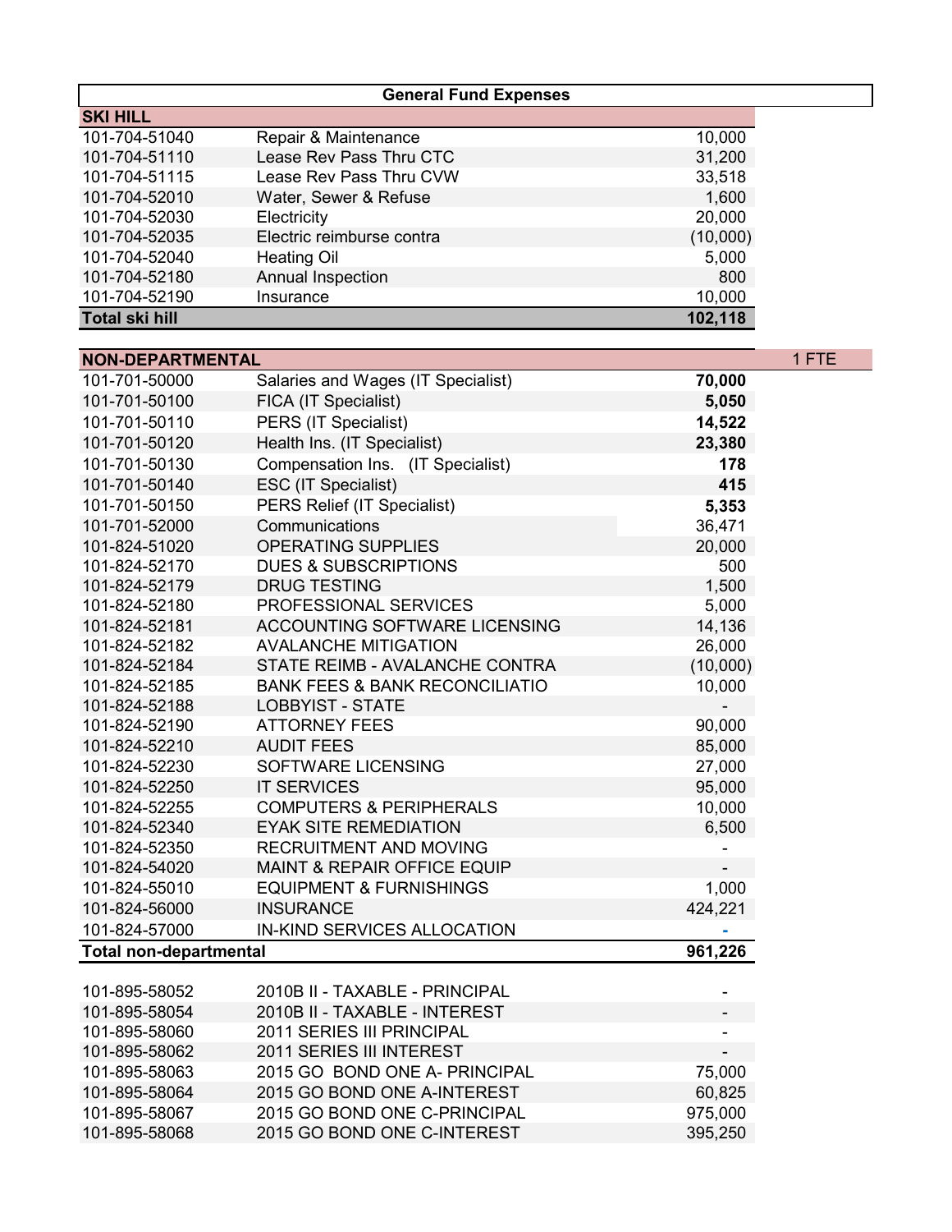| General Fund Expenses | | |
|---|---|---|
| **SKI HILL** | | |
| 101-704-51040 | Repair & Maintenance | 10,000 |
| 101-704-51110 | Lease Rev Pass Thru CTC | 31,200 |
| 101-704-51115 | Lease Rev Pass Thru CVW | 33,518 |
| 101-704-52010 | Water, Sewer & Refuse | 1,600 |
| 101-704-52030 | Electricity | 20,000 |
| 101-704-52035 | Electric reimburse contra | (10,000) |
| 101-704-52040 | Heating Oil | 5,000 |
| 101-704-52180 | Annual Inspection | 800 |
| 101-704-52190 | Insurance | 10,000 |
| **Total ski hill** | | **102,118** |

| NON-DEPARTMENTAL | | | 1 FTE |
|---|---|---|---|
| 101-701-50000 | Salaries and Wages (IT Specialist) | **70,000** | |
| 101-701-50100 | FICA (IT Specialist) | **5,050** | |
| 101-701-50110 | PERS (IT Specialist) | **14,522** | |
| 101-701-50120 | Health Ins. (IT Specialist) | **23,380** | |
| 101-701-50130 | Compensation Ins. (IT Specialist) | **178** | |
| 101-701-50140 | ESC (IT Specialist) | **415** | |
| 101-701-50150 | PERS Relief (IT Specialist) | **5,353** | |
| 101-701-52000 | Communications | 36,471 | |
| 101-824-51020 | OPERATING SUPPLIES | 20,000 | |
| 101-824-52170 | DUES & SUBSCRIPTIONS | 500 | |
| 101-824-52179 | DRUG TESTING | 1,500 | |
| 101-824-52180 | PROFESSIONAL SERVICES | 5,000 | |
| 101-824-52181 | ACCOUNTING SOFTWARE LICENSING | 14,136 | |
| 101-824-52182 | AVALANCHE MITIGATION | 26,000 | |
| 101-824-52184 | STATE REIMB - AVALANCHE CONTRA | (10,000) | |
| 101-824-52185 | BANK FEES & BANK RECONCILIATIO | 10,000 | |
| 101-824-52188 | LOBBYIST - STATE | - | |
| 101-824-52190 | ATTORNEY FEES | 90,000 | |
| 101-824-52210 | AUDIT FEES | 85,000 | |
| 101-824-52230 | SOFTWARE LICENSING | 27,000 | |
| 101-824-52250 | IT SERVICES | 95,000 | |
| 101-824-52255 | COMPUTERS & PERIPHERALS | 10,000 | |
| 101-824-52340 | EYAK SITE REMEDIATION | 6,500 | |
| 101-824-52350 | RECRUITMENT AND MOVING | - | |
| 101-824-54020 | MAINT & REPAIR OFFICE EQUIP | - | |
| 101-824-55010 | EQUIPMENT & FURNISHINGS | 1,000 | |
| 101-824-56000 | INSURANCE | 424,221 | |
| 101-824-57000 | IN-KIND SERVICES ALLOCATION | - | |
| **Total non-departmental** | | **961,226** | |

| | | |
|---|---|---|
| 101-895-58052 | 2010B II - TAXABLE - PRINCIPAL | - |
| 101-895-58054 | 2010B II - TAXABLE - INTEREST | - |
| 101-895-58060 | 2011 SERIES III PRINCIPAL | - |
| 101-895-58062 | 2011 SERIES III INTEREST | - |
| 101-895-58063 | 2015 GO BOND ONE A- PRINCIPAL | 75,000 |
| 101-895-58064 | 2015 GO BOND ONE A-INTEREST | 60,825 |
| 101-895-58067 | 2015 GO BOND ONE C-PRINCIPAL | 975,000 |
| 101-895-58068 | 2015 GO BOND ONE C-INTEREST | 395,250 |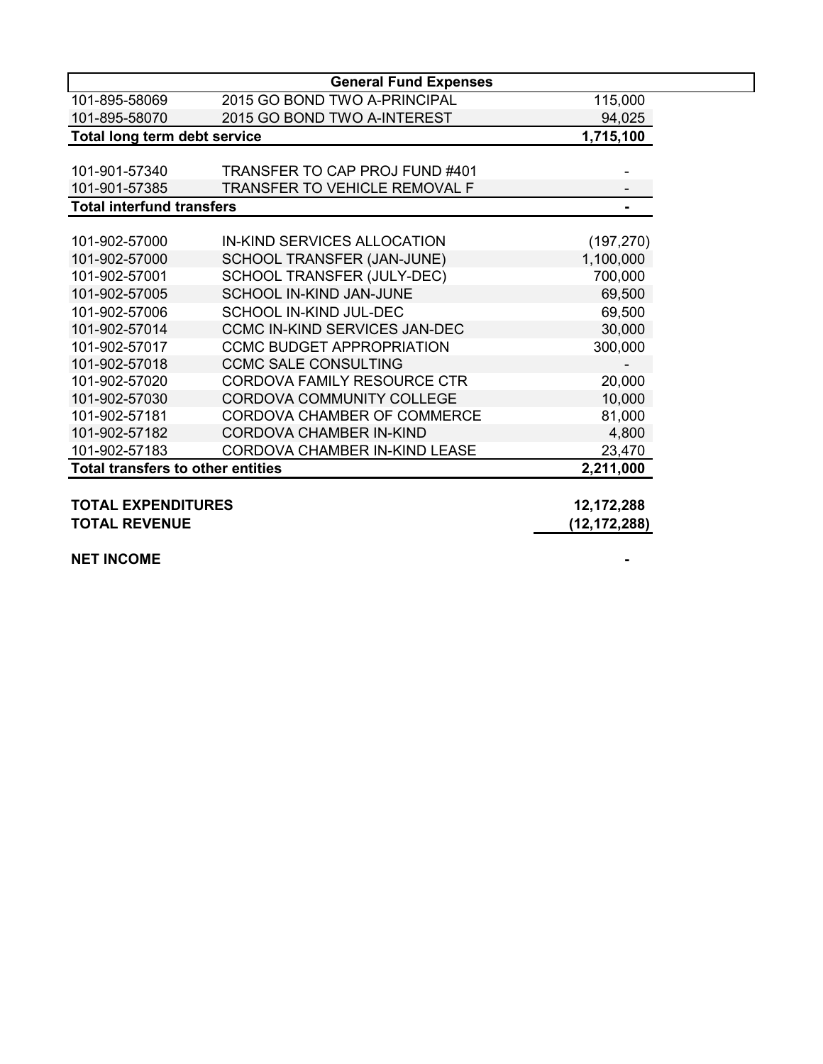| General Fund Expenses | | |
|---|---|---|
| 101-895-58069 | 2015 GO BOND TWO A-PRINCIPAL | 115,000 |
| 101-895-58070 | 2015 GO BOND TWO A-INTEREST | 94,025 |
| **Total long term debt service** | | **1,715,100** |
| | | |
| 101-901-57340 | TRANSFER TO CAP PROJ FUND #401 | - |
| 101-901-57385 | TRANSFER TO VEHICLE REMOVAL F | - |
| **Total interfund transfers** | | **-** |
| | | |
| 101-902-57000 | IN-KIND SERVICES ALLOCATION | (197,270) |
| 101-902-57000 | SCHOOL TRANSFER (JAN-JUNE) | 1,100,000 |
| 101-902-57001 | SCHOOL TRANSFER (JULY-DEC) | 700,000 |
| 101-902-57005 | SCHOOL IN-KIND JAN-JUNE | 69,500 |
| 101-902-57006 | SCHOOL IN-KIND JUL-DEC | 69,500 |
| 101-902-57014 | CCMC IN-KIND SERVICES JAN-DEC | 30,000 |
| 101-902-57017 | CCMC BUDGET APPROPRIATION | 300,000 |
| 101-902-57018 | CCMC SALE CONSULTING | - |
| 101-902-57020 | CORDOVA FAMILY RESOURCE CTR | 20,000 |
| 101-902-57030 | CORDOVA COMMUNITY COLLEGE | 10,000 |
| 101-902-57181 | CORDOVA CHAMBER OF COMMERCE | 81,000 |
| 101-902-57182 | CORDOVA CHAMBER IN-KIND | 4,800 |
| 101-902-57183 | CORDOVA CHAMBER IN-KIND LEASE | 23,470 |
| **Total transfers to other entities** | | **2,211,000** |
| | | |
| **TOTAL EXPENDITURES** | | **12,172,288** |
| **TOTAL REVENUE** | | **(12,172,288)** |
| | | |
| **NET INCOME** | | **-** |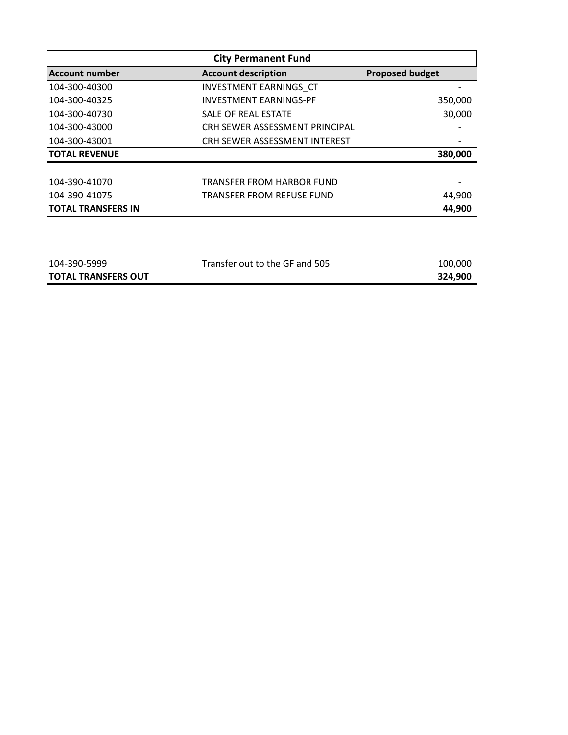| City Permanent Fund | | |
|---|---|---|
| **Account number** | **Account description** | **Proposed budget** |
| 104-300-40300 | INVESTMENT EARNINGS_CT | - |
| 104-300-40325 | INVESTMENT EARNINGS-PF | 350,000 |
| 104-300-40730 | SALE OF REAL ESTATE | 30,000 |
| 104-300-43000 | CRH SEWER ASSESSMENT PRINCIPAL | - |
| 104-300-43001 | CRH SEWER ASSESSMENT INTEREST | - |
| **TOTAL REVENUE** | | **380,000** |
| | | |
| 104-390-41070 | TRANSFER FROM HARBOR FUND | - |
| 104-390-41075 | TRANSFER FROM REFUSE FUND | 44,900 |
| **TOTAL TRANSFERS IN** | | **44,900** |
| | | |
| 104-390-5999 | Transfer out to the GF and 505 | 100,000 |
| **TOTAL TRANSFERS OUT** | | **324,900** |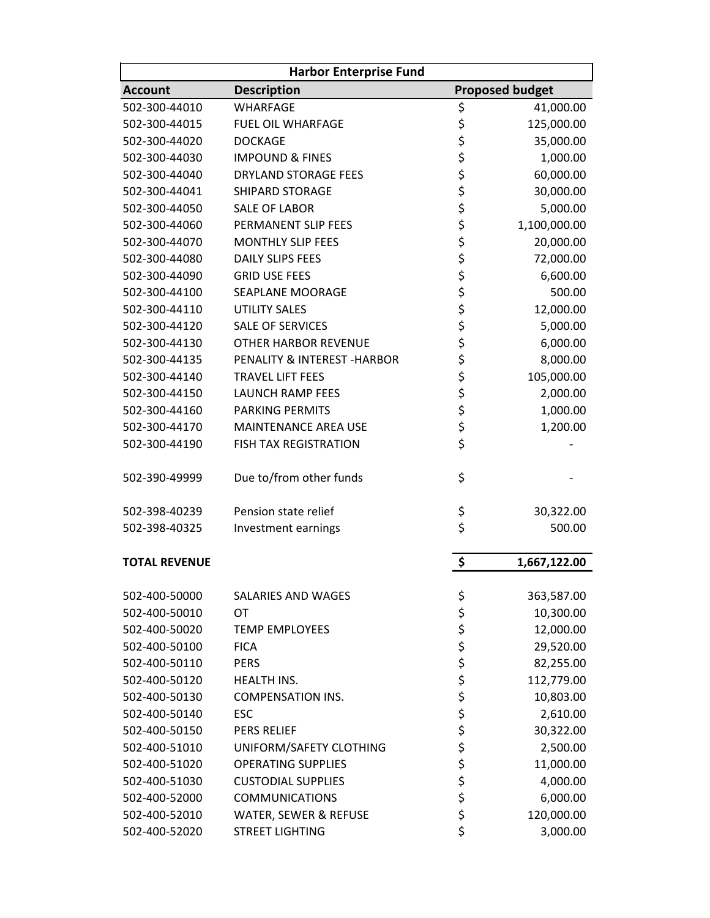| Harbor Enterprise Fund | | |
|---|---|---|
| **Account** | **Description** | **Proposed budget** |
| 502-300-44010 | WHARFAGE | $ 41,000.00 |
| 502-300-44015 | FUEL OIL WHARFAGE | $ 125,000.00 |
| 502-300-44020 | DOCKAGE | $ 35,000.00 |
| 502-300-44030 | IMPOUND & FINES | $ 1,000.00 |
| 502-300-44040 | DRYLAND STORAGE FEES | $ 60,000.00 |
| 502-300-44041 | SHIPARD STORAGE | $ 30,000.00 |
| 502-300-44050 | SALE OF LABOR | $ 5,000.00 |
| 502-300-44060 | PERMANENT SLIP FEES | $ 1,100,000.00 |
| 502-300-44070 | MONTHLY SLIP FEES | $ 20,000.00 |
| 502-300-44080 | DAILY SLIPS FEES | $ 72,000.00 |
| 502-300-44090 | GRID USE FEES | $ 6,600.00 |
| 502-300-44100 | SEAPLANE MOORAGE | $ 500.00 |
| 502-300-44110 | UTILITY SALES | $ 12,000.00 |
| 502-300-44120 | SALE OF SERVICES | $ 5,000.00 |
| 502-300-44130 | OTHER HARBOR REVENUE | $ 6,000.00 |
| 502-300-44135 | PENALITY & INTEREST -HARBOR | $ 8,000.00 |
| 502-300-44140 | TRAVEL LIFT FEES | $ 105,000.00 |
| 502-300-44150 | LAUNCH RAMP FEES | $ 2,000.00 |
| 502-300-44160 | PARKING PERMITS | $ 1,000.00 |
| 502-300-44170 | MAINTENANCE AREA USE | $ 1,200.00 |
| 502-300-44190 | FISH TAX REGISTRATION | $ - |
| 502-390-49999 | Due to/from other funds | $ - |
| 502-398-40239 | Pension state relief | $ 30,322.00 |
| 502-398-40325 | Investment earnings | $ 500.00 |
| **TOTAL REVENUE** | | **$ 1,667,122.00** |
| 502-400-50000 | SALARIES AND WAGES | $ 363,587.00 |
| 502-400-50010 | OT | $ 10,300.00 |
| 502-400-50020 | TEMP EMPLOYEES | $ 12,000.00 |
| 502-400-50100 | FICA | $ 29,520.00 |
| 502-400-50110 | PERS | $ 82,255.00 |
| 502-400-50120 | HEALTH INS. | $ 112,779.00 |
| 502-400-50130 | COMPENSATION INS. | $ 10,803.00 |
| 502-400-50140 | ESC | $ 2,610.00 |
| 502-400-50150 | PERS RELIEF | $ 30,322.00 |
| 502-400-51010 | UNIFORM/SAFETY CLOTHING | $ 2,500.00 |
| 502-400-51020 | OPERATING SUPPLIES | $ 11,000.00 |
| 502-400-51030 | CUSTODIAL SUPPLIES | $ 4,000.00 |
| 502-400-52000 | COMMUNICATIONS | $ 6,000.00 |
| 502-400-52010 | WATER, SEWER & REFUSE | $ 120,000.00 |
| 502-400-52020 | STREET LIGHTING | $ 3,000.00 |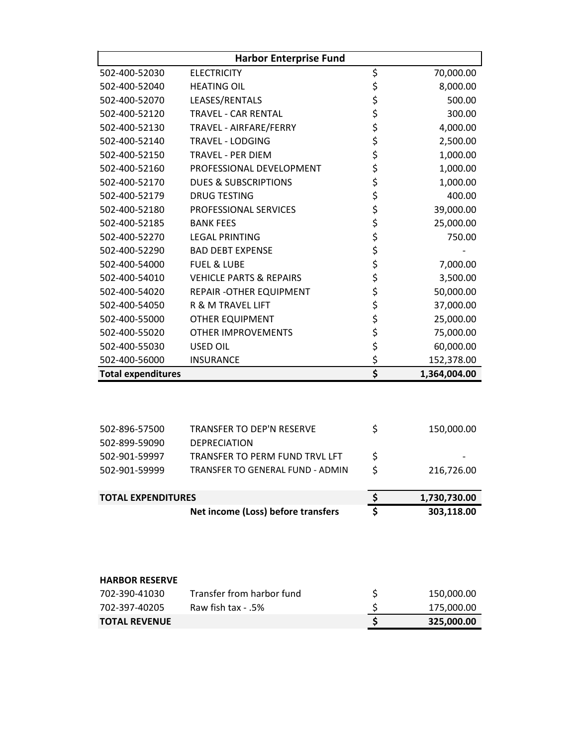| Harbor Enterprise Fund | | | |
|---|---|---|---|
| 502-400-52030 | ELECTRICITY | $ | 70,000.00 |
| 502-400-52040 | HEATING OIL | $ | 8,000.00 |
| 502-400-52070 | LEASES/RENTALS | $ | 500.00 |
| 502-400-52120 | TRAVEL - CAR RENTAL | $ | 300.00 |
| 502-400-52130 | TRAVEL - AIRFARE/FERRY | $ | 4,000.00 |
| 502-400-52140 | TRAVEL - LODGING | $ | 2,500.00 |
| 502-400-52150 | TRAVEL - PER DIEM | $ | 1,000.00 |
| 502-400-52160 | PROFESSIONAL DEVELOPMENT | $ | 1,000.00 |
| 502-400-52170 | DUES & SUBSCRIPTIONS | $ | 1,000.00 |
| 502-400-52179 | DRUG TESTING | $ | 400.00 |
| 502-400-52180 | PROFESSIONAL SERVICES | $ | 39,000.00 |
| 502-400-52185 | BANK FEES | $ | 25,000.00 |
| 502-400-52270 | LEGAL PRINTING | $ | 750.00 |
| 502-400-52290 | BAD DEBT EXPENSE | $ | - |
| 502-400-54000 | FUEL & LUBE | $ | 7,000.00 |
| 502-400-54010 | VEHICLE PARTS & REPAIRS | $ | 3,500.00 |
| 502-400-54020 | REPAIR -OTHER EQUIPMENT | $ | 50,000.00 |
| 502-400-54050 | R & M TRAVEL LIFT | $ | 37,000.00 |
| 502-400-55000 | OTHER EQUIPMENT | $ | 25,000.00 |
| 502-400-55020 | OTHER IMPROVEMENTS | $ | 75,000.00 |
| 502-400-55030 | USED OIL | $ | 60,000.00 |
| 502-400-56000 | INSURANCE | $ | 152,378.00 |
| **Total expenditures** | | **$** | **1,364,004.00** |

| | | | |
|---|---|---|---|
| 502-896-57500 | TRANSFER TO DEP'N RESERVE | $ | 150,000.00 |
| 502-899-59090 | DEPRECIATION | | |
| 502-901-59997 | TRANSFER TO PERM FUND TRVL LFT | $ | - |
| 502-901-59999 | TRANSFER TO GENERAL FUND - ADMIN | $ | 216,726.00 |
| **TOTAL EXPENDITURES** | | **$** | **1,730,730.00** |
| | **Net income (Loss) before transfers** | **$** | **303,118.00** |

| HARBOR RESERVE | | | |
|---|---|---|---|
| 702-390-41030 | Transfer from harbor fund | $ | 150,000.00 |
| 702-397-40205 | Raw fish tax - .5% | $ | 175,000.00 |
| **TOTAL REVENUE** | | **$** | **325,000.00** |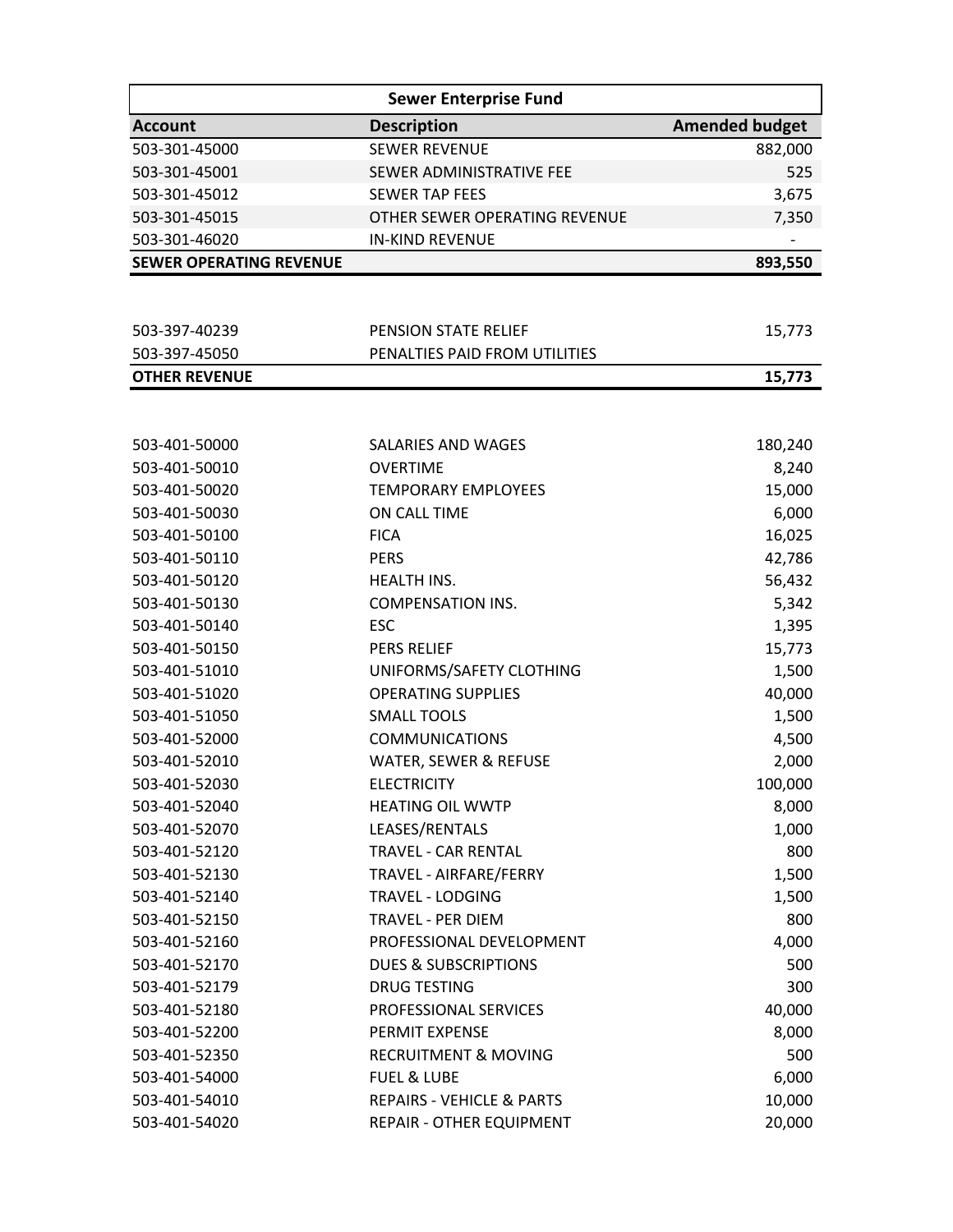| Sewer Enterprise Fund | | |
|---|---|---|
| **Account** | **Description** | **Amended budget** |
| 503-301-45000 | SEWER REVENUE | 882,000 |
| 503-301-45001 | SEWER ADMINISTRATIVE FEE | 525 |
| 503-301-45012 | SEWER TAP FEES | 3,675 |
| 503-301-45015 | OTHER SEWER OPERATING REVENUE | 7,350 |
| 503-301-46020 | IN-KIND REVENUE | - |
| **SEWER OPERATING REVENUE** | | **893,550** |
| | | |
| 503-397-40239 | PENSION STATE RELIEF | 15,773 |
| 503-397-45050 | PENALTIES PAID FROM UTILITIES | |
| **OTHER REVENUE** | | **15,773** |
| | | |
| 503-401-50000 | SALARIES AND WAGES | 180,240 |
| 503-401-50010 | OVERTIME | 8,240 |
| 503-401-50020 | TEMPORARY EMPLOYEES | 15,000 |
| 503-401-50030 | ON CALL TIME | 6,000 |
| 503-401-50100 | FICA | 16,025 |
| 503-401-50110 | PERS | 42,786 |
| 503-401-50120 | HEALTH INS. | 56,432 |
| 503-401-50130 | COMPENSATION INS. | 5,342 |
| 503-401-50140 | ESC | 1,395 |
| 503-401-50150 | PERS RELIEF | 15,773 |
| 503-401-51010 | UNIFORMS/SAFETY CLOTHING | 1,500 |
| 503-401-51020 | OPERATING SUPPLIES | 40,000 |
| 503-401-51050 | SMALL TOOLS | 1,500 |
| 503-401-52000 | COMMUNICATIONS | 4,500 |
| 503-401-52010 | WATER, SEWER & REFUSE | 2,000 |
| 503-401-52030 | ELECTRICITY | 100,000 |
| 503-401-52040 | HEATING OIL WWTP | 8,000 |
| 503-401-52070 | LEASES/RENTALS | 1,000 |
| 503-401-52120 | TRAVEL - CAR RENTAL | 800 |
| 503-401-52130 | TRAVEL - AIRFARE/FERRY | 1,500 |
| 503-401-52140 | TRAVEL - LODGING | 1,500 |
| 503-401-52150 | TRAVEL - PER DIEM | 800 |
| 503-401-52160 | PROFESSIONAL DEVELOPMENT | 4,000 |
| 503-401-52170 | DUES & SUBSCRIPTIONS | 500 |
| 503-401-52179 | DRUG TESTING | 300 |
| 503-401-52180 | PROFESSIONAL SERVICES | 40,000 |
| 503-401-52200 | PERMIT EXPENSE | 8,000 |
| 503-401-52350 | RECRUITMENT & MOVING | 500 |
| 503-401-54000 | FUEL & LUBE | 6,000 |
| 503-401-54010 | REPAIRS - VEHICLE & PARTS | 10,000 |
| 503-401-54020 | REPAIR - OTHER EQUIPMENT | 20,000 |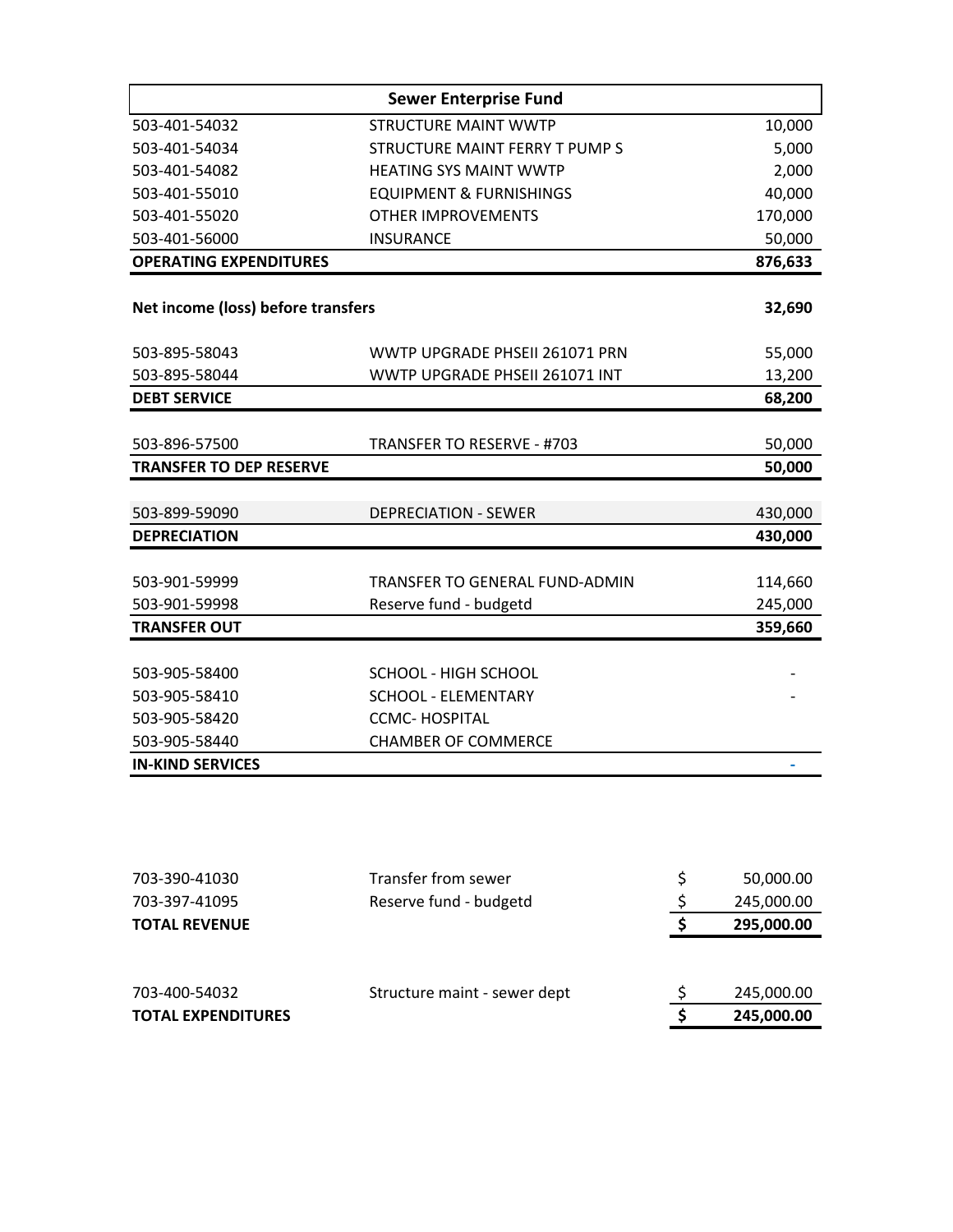| Sewer Enterprise Fund | | |
|---|---|---|
| 503-401-54032 | STRUCTURE MAINT WWTP | 10,000 |
| 503-401-54034 | STRUCTURE MAINT FERRY T PUMP S | 5,000 |
| 503-401-54082 | HEATING SYS MAINT WWTP | 2,000 |
| 503-401-55010 | EQUIPMENT & FURNISHINGS | 40,000 |
| 503-401-55020 | OTHER IMPROVEMENTS | 170,000 |
| 503-401-56000 | INSURANCE | 50,000 |
| **OPERATING EXPENDITURES** | | **876,633** |
| | | |
| **Net income (loss) before transfers** | | **32,690** |
| | | |
| 503-895-58043 | WWTP UPGRADE PHSEII 261071 PRN | 55,000 |
| 503-895-58044 | WWTP UPGRADE PHSEII 261071 INT | 13,200 |
| **DEBT SERVICE** | | **68,200** |
| | | |
| 503-896-57500 | TRANSFER TO RESERVE - #703 | 50,000 |
| **TRANSFER TO DEP RESERVE** | | **50,000** |
| | | |
| 503-899-59090 | DEPRECIATION - SEWER | 430,000 |
| **DEPRECIATION** | | **430,000** |
| | | |
| 503-901-59999 | TRANSFER TO GENERAL FUND-ADMIN | 114,660 |
| 503-901-59998 | Reserve fund - budgetd | 245,000 |
| **TRANSFER OUT** | | **359,660** |
| | | |
| 503-905-58400 | SCHOOL - HIGH SCHOOL | - |
| 503-905-58410 | SCHOOL - ELEMENTARY | - |
| 503-905-58420 | CCMC- HOSPITAL | |
| 503-905-58440 | CHAMBER OF COMMERCE | |
| **IN-KIND SERVICES** | | - |

| | | |
|---|---|---|
| 703-390-41030 | Transfer from sewer | $ 50,000.00 |
| 703-397-41095 | Reserve fund - budgetd | $ 245,000.00 |
| **TOTAL REVENUE** | | **$ 295,000.00** |
| | | |
| 703-400-54032 | Structure maint - sewer dept | $ 245,000.00 |
| **TOTAL EXPENDITURES** | | **$ 245,000.00** |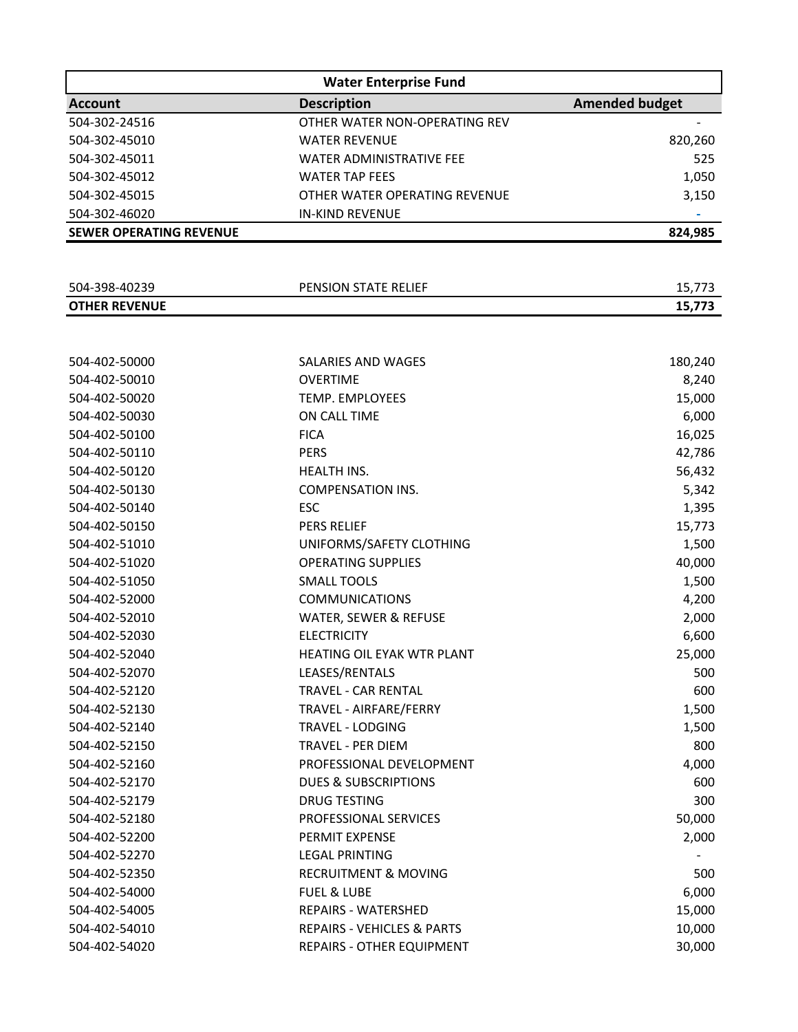| Water Enterprise Fund | | |
|---|---|---|
| **Account** | **Description** | **Amended budget** |
| 504-302-24516 | OTHER WATER NON-OPERATING REV | - |
| 504-302-45010 | WATER REVENUE | 820,260 |
| 504-302-45011 | WATER ADMINISTRATIVE FEE | 525 |
| 504-302-45012 | WATER TAP FEES | 1,050 |
| 504-302-45015 | OTHER WATER OPERATING REVENUE | 3,150 |
| 504-302-46020 | IN-KIND REVENUE | - |
| **SEWER OPERATING REVENUE** | | **824,985** |
| | | |
| 504-398-40239 | PENSION STATE RELIEF | 15,773 |
| **OTHER REVENUE** | | **15,773** |
| | | |
| 504-402-50000 | SALARIES AND WAGES | 180,240 |
| 504-402-50010 | OVERTIME | 8,240 |
| 504-402-50020 | TEMP. EMPLOYEES | 15,000 |
| 504-402-50030 | ON CALL TIME | 6,000 |
| 504-402-50100 | FICA | 16,025 |
| 504-402-50110 | PERS | 42,786 |
| 504-402-50120 | HEALTH INS. | 56,432 |
| 504-402-50130 | COMPENSATION INS. | 5,342 |
| 504-402-50140 | ESC | 1,395 |
| 504-402-50150 | PERS RELIEF | 15,773 |
| 504-402-51010 | UNIFORMS/SAFETY CLOTHING | 1,500 |
| 504-402-51020 | OPERATING SUPPLIES | 40,000 |
| 504-402-51050 | SMALL TOOLS | 1,500 |
| 504-402-52000 | COMMUNICATIONS | 4,200 |
| 504-402-52010 | WATER, SEWER & REFUSE | 2,000 |
| 504-402-52030 | ELECTRICITY | 6,600 |
| 504-402-52040 | HEATING OIL EYAK WTR PLANT | 25,000 |
| 504-402-52070 | LEASES/RENTALS | 500 |
| 504-402-52120 | TRAVEL - CAR RENTAL | 600 |
| 504-402-52130 | TRAVEL - AIRFARE/FERRY | 1,500 |
| 504-402-52140 | TRAVEL - LODGING | 1,500 |
| 504-402-52150 | TRAVEL - PER DIEM | 800 |
| 504-402-52160 | PROFESSIONAL DEVELOPMENT | 4,000 |
| 504-402-52170 | DUES & SUBSCRIPTIONS | 600 |
| 504-402-52179 | DRUG TESTING | 300 |
| 504-402-52180 | PROFESSIONAL SERVICES | 50,000 |
| 504-402-52200 | PERMIT EXPENSE | 2,000 |
| 504-402-52270 | LEGAL PRINTING | - |
| 504-402-52350 | RECRUITMENT & MOVING | 500 |
| 504-402-54000 | FUEL & LUBE | 6,000 |
| 504-402-54005 | REPAIRS - WATERSHED | 15,000 |
| 504-402-54010 | REPAIRS - VEHICLES & PARTS | 10,000 |
| 504-402-54020 | REPAIRS - OTHER EQUIPMENT | 30,000 |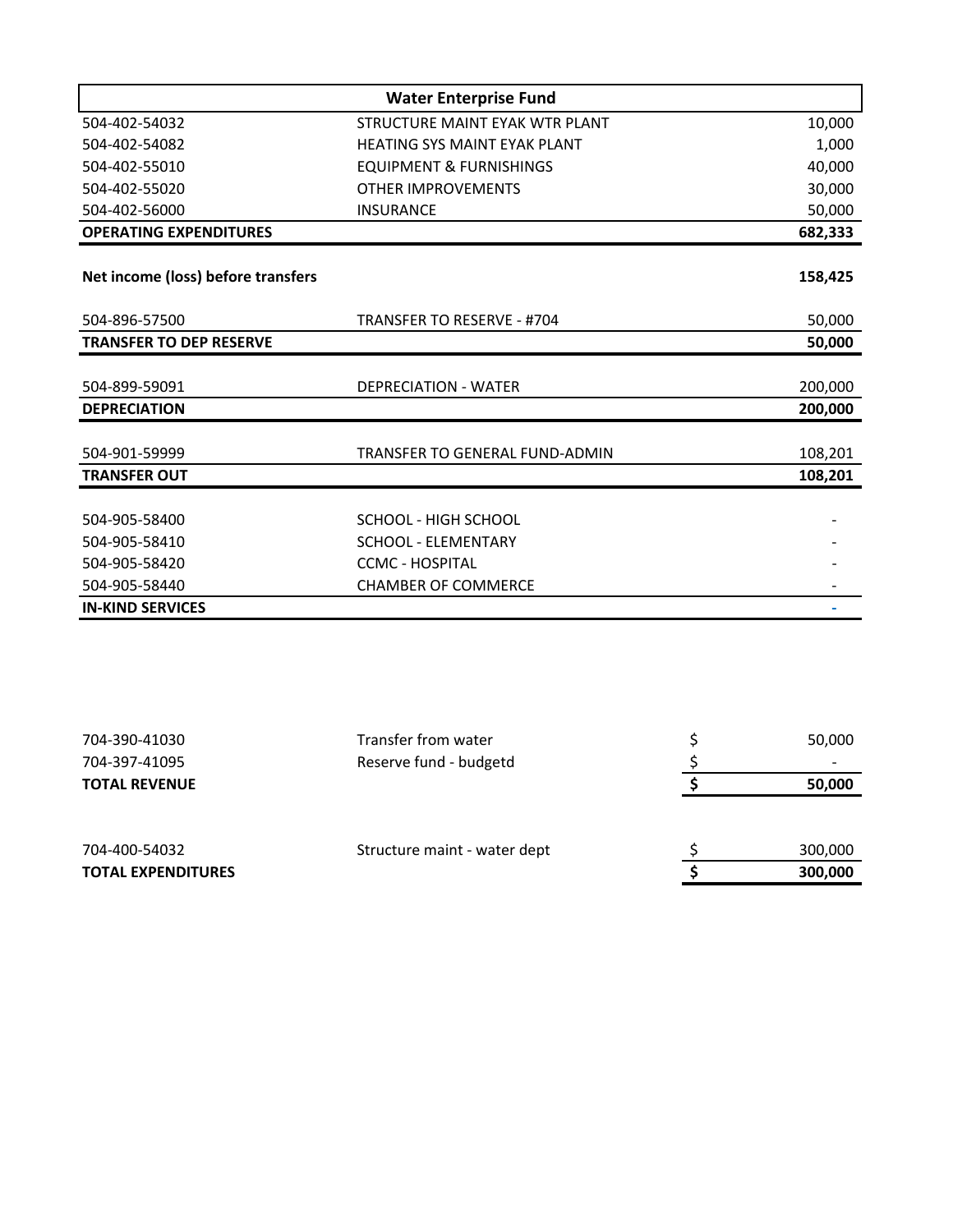| Water Enterprise Fund | | |
|---|---|---|
| 504-402-54032 | STRUCTURE MAINT EYAK WTR PLANT | 10,000 |
| 504-402-54082 | HEATING SYS MAINT EYAK PLANT | 1,000 |
| 504-402-55010 | EQUIPMENT & FURNISHINGS | 40,000 |
| 504-402-55020 | OTHER IMPROVEMENTS | 30,000 |
| 504-402-56000 | INSURANCE | 50,000 |
| **OPERATING EXPENDITURES** | | **682,333** |
| | | |
| **Net income (loss) before transfers** | | **158,425** |
| | | |
| 504-896-57500 | TRANSFER TO RESERVE - #704 | 50,000 |
| **TRANSFER TO DEP RESERVE** | | **50,000** |
| | | |
| 504-899-59091 | DEPRECIATION - WATER | 200,000 |
| **DEPRECIATION** | | **200,000** |
| | | |
| 504-901-59999 | TRANSFER TO GENERAL FUND-ADMIN | 108,201 |
| **TRANSFER OUT** | | **108,201** |
| | | |
| 504-905-58400 | SCHOOL - HIGH SCHOOL | - |
| 504-905-58410 | SCHOOL - ELEMENTARY | - |
| 504-905-58420 | CCMC - HOSPITAL | - |
| 504-905-58440 | CHAMBER OF COMMERCE | - |
| **IN-KIND SERVICES** | | **-** |

| | | | |
|---|---|---|---|
| 704-390-41030 | Transfer from water | $ | 50,000 |
| 704-397-41095 | Reserve fund - budgetd | $ | - |
| **TOTAL REVENUE** | | **$** | **50,000** |
| | | | |
| 704-400-54032 | Structure maint - water dept | $ | 300,000 |
| **TOTAL EXPENDITURES** | | **$** | **300,000** |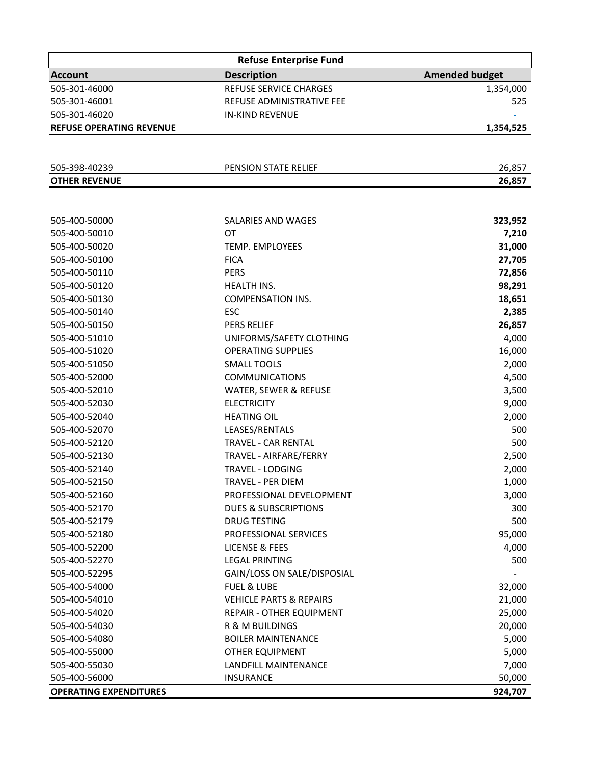| Refuse Enterprise Fund | | |
|---|---|---|
| **Account** | **Description** | **Amended budget** |
| 505-301-46000 | REFUSE SERVICE CHARGES | 1,354,000 |
| 505-301-46001 | REFUSE ADMINISTRATIVE FEE | 525 |
| 505-301-46020 | IN-KIND REVENUE | - |
| **REFUSE OPERATING REVENUE** | | **1,354,525** |
| | | |
| 505-398-40239 | PENSION STATE RELIEF | 26,857 |
| **OTHER REVENUE** | | **26,857** |
| | | |
| 505-400-50000 | SALARIES AND WAGES | **323,952** |
| 505-400-50010 | OT | **7,210** |
| 505-400-50020 | TEMP. EMPLOYEES | **31,000** |
| 505-400-50100 | FICA | **27,705** |
| 505-400-50110 | PERS | **72,856** |
| 505-400-50120 | HEALTH INS. | **98,291** |
| 505-400-50130 | COMPENSATION INS. | **18,651** |
| 505-400-50140 | ESC | **2,385** |
| 505-400-50150 | PERS RELIEF | **26,857** |
| 505-400-51010 | UNIFORMS/SAFETY CLOTHING | 4,000 |
| 505-400-51020 | OPERATING SUPPLIES | 16,000 |
| 505-400-51050 | SMALL TOOLS | 2,000 |
| 505-400-52000 | COMMUNICATIONS | 4,500 |
| 505-400-52010 | WATER, SEWER & REFUSE | 3,500 |
| 505-400-52030 | ELECTRICITY | 9,000 |
| 505-400-52040 | HEATING OIL | 2,000 |
| 505-400-52070 | LEASES/RENTALS | 500 |
| 505-400-52120 | TRAVEL - CAR RENTAL | 500 |
| 505-400-52130 | TRAVEL - AIRFARE/FERRY | 2,500 |
| 505-400-52140 | TRAVEL - LODGING | 2,000 |
| 505-400-52150 | TRAVEL - PER DIEM | 1,000 |
| 505-400-52160 | PROFESSIONAL DEVELOPMENT | 3,000 |
| 505-400-52170 | DUES & SUBSCRIPTIONS | 300 |
| 505-400-52179 | DRUG TESTING | 500 |
| 505-400-52180 | PROFESSIONAL SERVICES | 95,000 |
| 505-400-52200 | LICENSE & FEES | 4,000 |
| 505-400-52270 | LEGAL PRINTING | 500 |
| 505-400-52295 | GAIN/LOSS ON SALE/DISPOSIAL | - |
| 505-400-54000 | FUEL & LUBE | 32,000 |
| 505-400-54010 | VEHICLE PARTS & REPAIRS | 21,000 |
| 505-400-54020 | REPAIR - OTHER EQUIPMENT | 25,000 |
| 505-400-54030 | R & M BUILDINGS | 20,000 |
| 505-400-54080 | BOILER MAINTENANCE | 5,000 |
| 505-400-55000 | OTHER EQUIPMENT | 5,000 |
| 505-400-55030 | LANDFILL MAINTENANCE | 7,000 |
| 505-400-56000 | INSURANCE | 50,000 |
| **OPERATING EXPENDITURES** | | **924,707** |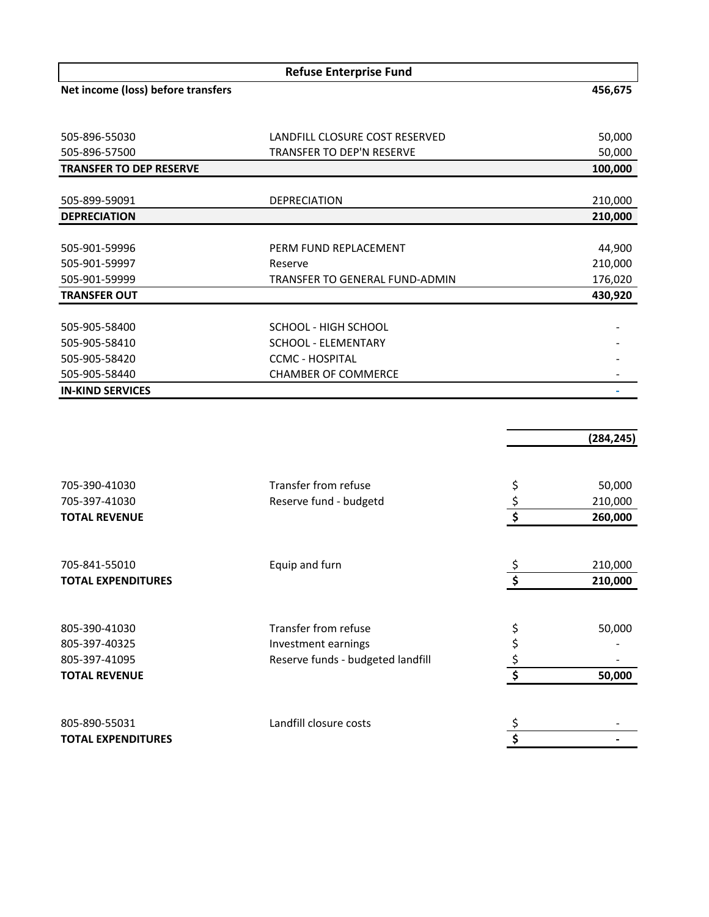| Refuse Enterprise Fund | | |
|---|---|---|
| **Net income (loss) before transfers** | | **456,675** |
| | | |
| 505-896-55030 | LANDFILL CLOSURE COST RESERVED | 50,000 |
| 505-896-57500 | TRANSFER TO DEP'N RESERVE | 50,000 |
| **TRANSFER TO DEP RESERVE** | | **100,000** |
| | | |
| 505-899-59091 | DEPRECIATION | 210,000 |
| **DEPRECIATION** | | **210,000** |
| | | |
| 505-901-59996 | PERM FUND REPLACEMENT | 44,900 |
| 505-901-59997 | Reserve | 210,000 |
| 505-901-59999 | TRANSFER TO GENERAL FUND-ADMIN | 176,020 |
| **TRANSFER OUT** | | **430,920** |
| | | |
| 505-905-58400 | SCHOOL - HIGH SCHOOL | - |
| 505-905-58410 | SCHOOL - ELEMENTARY | - |
| 505-905-58420 | CCMC - HOSPITAL | - |
| 505-905-58440 | CHAMBER OF COMMERCE | - |
| **IN-KIND SERVICES** | | - |
| | | |
| | | **(284,245)** |

| | | | |
|---|---|---|---|
| 705-390-41030 | Transfer from refuse | $ | 50,000 |
| 705-397-41030 | Reserve fund - budgetd | $ | 210,000 |
| **TOTAL REVENUE** | | **$** | **260,000** |
| | | | |
| 705-841-55010 | Equip and furn | $ | 210,000 |
| **TOTAL EXPENDITURES** | | **$** | **210,000** |
| | | | |
| 805-390-41030 | Transfer from refuse | $ | 50,000 |
| 805-397-40325 | Investment earnings | $ | - |
| 805-397-41095 | Reserve funds - budgeted landfill | $ | - |
| **TOTAL REVENUE** | | **$** | **50,000** |
| | | | |
| 805-890-55031 | Landfill closure costs | $ | - |
| **TOTAL EXPENDITURES** | | **$** | **-** |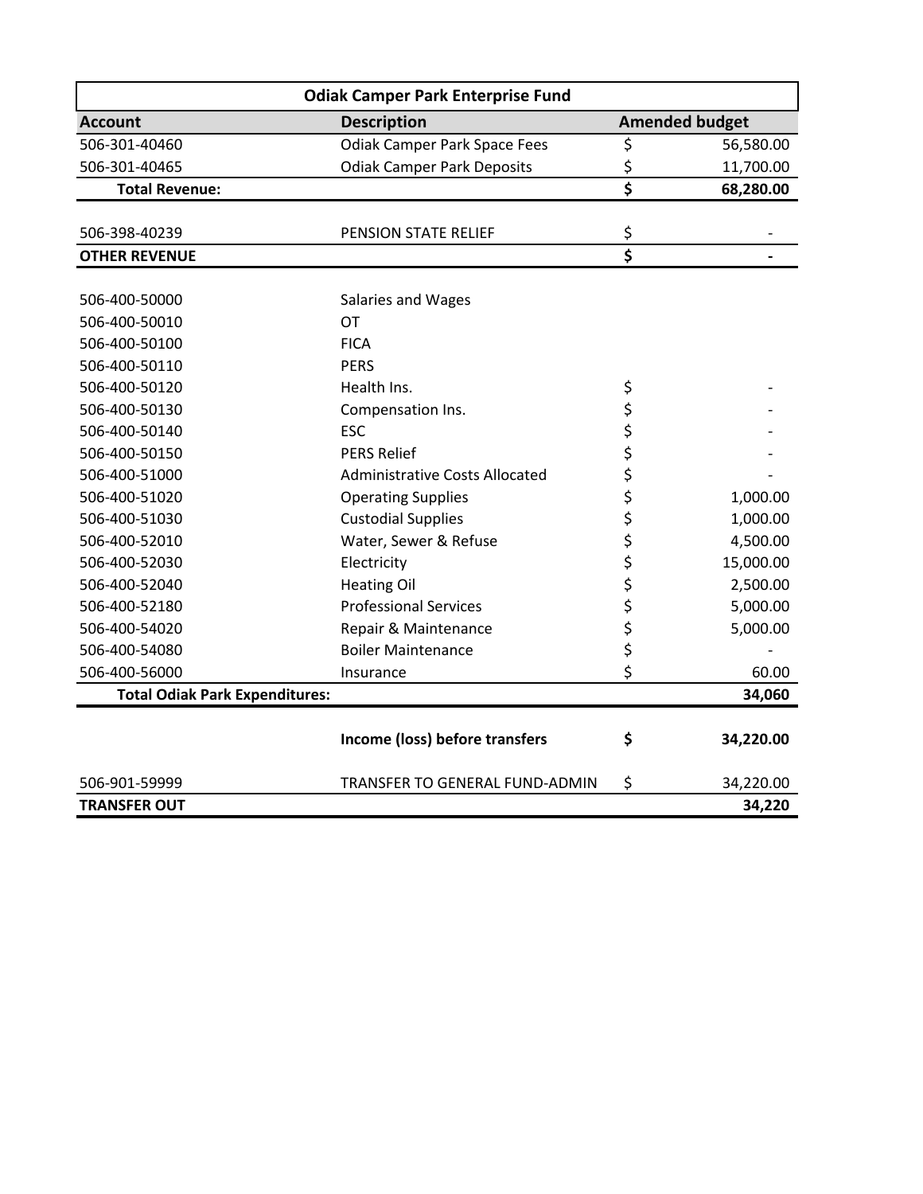| Odiak Camper Park Enterprise Fund | | |
|---|---|---|
| **Account** | **Description** | **Amended budget** |
| 506-301-40460 | Odiak Camper Park Space Fees | $ 56,580.00 |
| 506-301-40465 | Odiak Camper Park Deposits | $ 11,700.00 |
| **Total Revenue:** | | **$ 68,280.00** |
| | | |
| 506-398-40239 | PENSION STATE RELIEF | $ - |
| **OTHER REVENUE** | | **$ -** |
| | | |
| 506-400-50000 | Salaries and Wages | |
| 506-400-50010 | OT | |
| 506-400-50100 | FICA | |
| 506-400-50110 | PERS | |
| 506-400-50120 | Health Ins. | $ - |
| 506-400-50130 | Compensation Ins. | $ - |
| 506-400-50140 | ESC | $ - |
| 506-400-50150 | PERS Relief | $ - |
| 506-400-51000 | Administrative Costs Allocated | $ - |
| 506-400-51020 | Operating Supplies | $ 1,000.00 |
| 506-400-51030 | Custodial Supplies | $ 1,000.00 |
| 506-400-52010 | Water, Sewer & Refuse | $ 4,500.00 |
| 506-400-52030 | Electricity | $ 15,000.00 |
| 506-400-52040 | Heating Oil | $ 2,500.00 |
| 506-400-52180 | Professional Services | $ 5,000.00 |
| 506-400-54020 | Repair & Maintenance | $ 5,000.00 |
| 506-400-54080 | Boiler Maintenance | $ - |
| 506-400-56000 | Insurance | $ 60.00 |
| **Total Odiak Park Expenditures:** | | **34,060** |
| | | |
| | **Income (loss) before transfers** | **$ 34,220.00** |
| | | |
| 506-901-59999 | TRANSFER TO GENERAL FUND-ADMIN | $ 34,220.00 |
| **TRANSFER OUT** | | **34,220** |